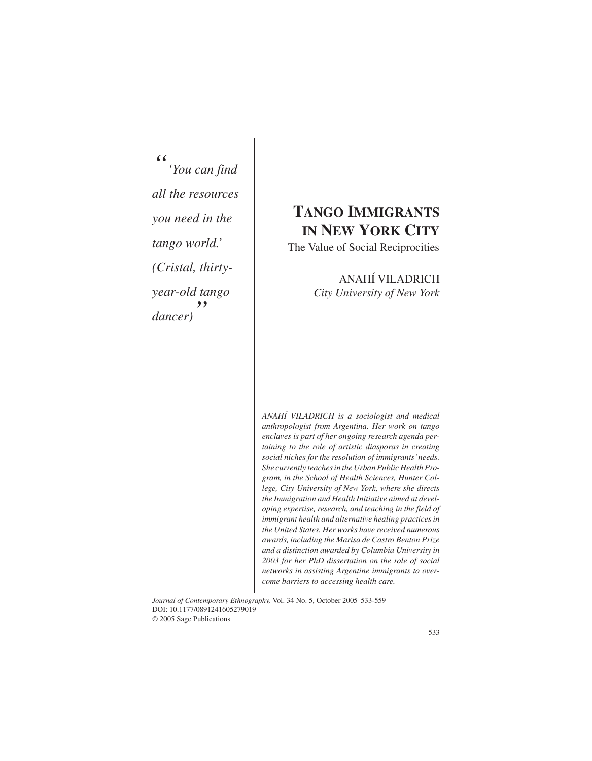*"'You can find all the resources you need in the tango world.' (Cristal, thirty-year-old tango dancer)"*

# TANGO IMMIGRANTS IN NEW YORK CITY

## The Value of Social Reciprocities

ANAHÍ VILADRICH
*City University of New York*

*ANAHÍ VILADRICH is a sociologist and medical anthropologist from Argentina. Her work on tango enclaves is part of her ongoing research agenda pertaining to the role of artistic diasporas in creating social niches for the resolution of immigrants' needs. She currently teaches in the Urban Public Health Program, in the School of Health Sciences, Hunter College, City University of New York, where she directs the Immigration and Health Initiative aimed at developing expertise, research, and teaching in the field of immigrant health and alternative healing practices in the United States. Her works have received numerous awards, including the Marisa de Castro Benton Prize and a distinction awarded by Columbia University in 2003 for her PhD dissertation on the role of social networks in assisting Argentine immigrants to overcome barriers to accessing health care.*

*Journal of Contemporary Ethnography,* Vol. 34 No. 5, October 2005 533-559
DOI: 10.1177/0891241605279019
© 2005 Sage Publications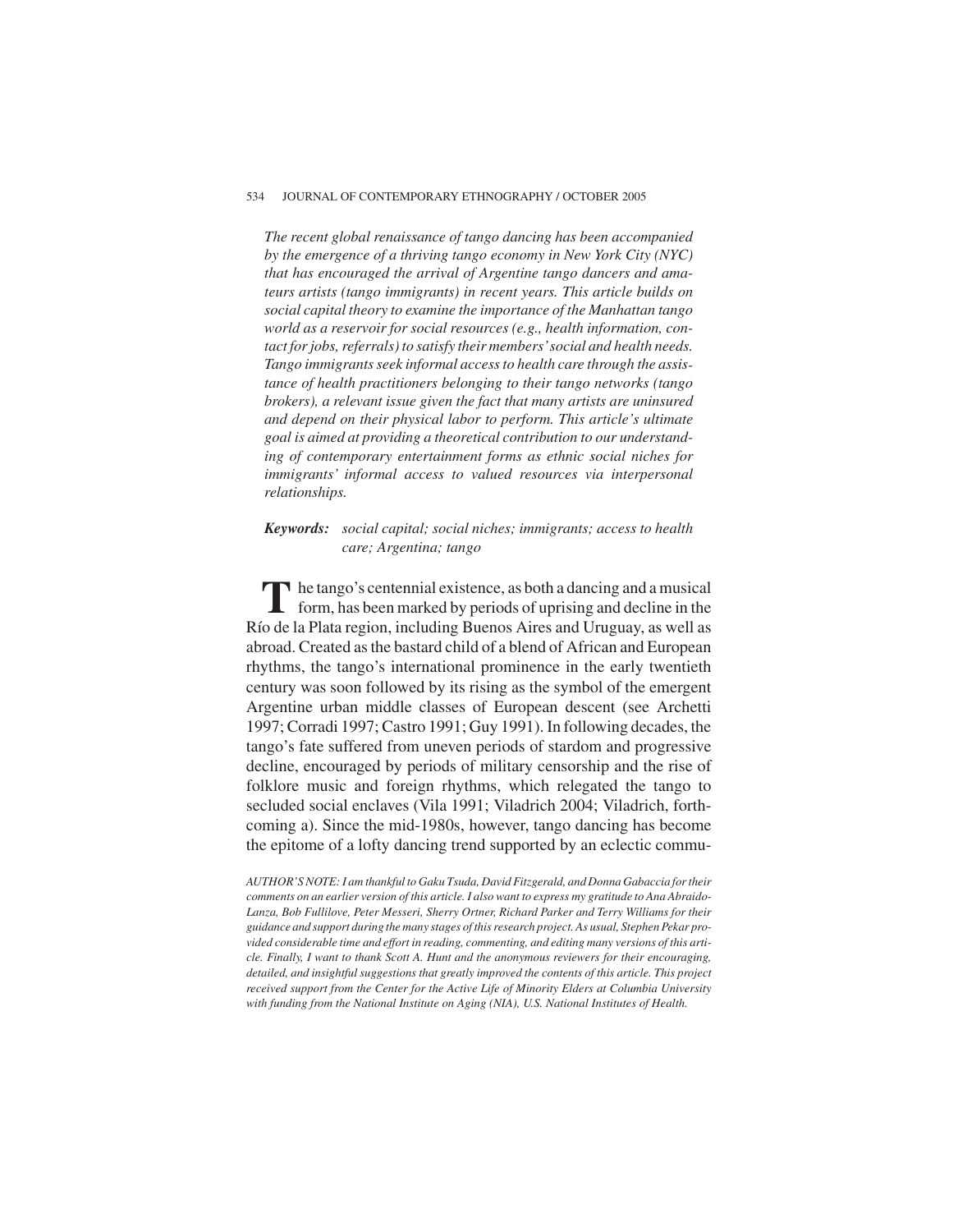*The recent global renaissance of tango dancing has been accompanied by the emergence of a thriving tango economy in New York City (NYC) that has encouraged the arrival of Argentine tango dancers and amateurs artists (tango immigrants) in recent years. This article builds on social capital theory to examine the importance of the Manhattan tango world as a reservoir for social resources (e.g., health information, contact for jobs, referrals) to satisfy their members' social and health needs. Tango immigrants seek informal access to health care through the assistance of health practitioners belonging to their tango networks (tango brokers), a relevant issue given the fact that many artists are uninsured and depend on their physical labor to perform. This article's ultimate goal is aimed at providing a theoretical contribution to our understanding of contemporary entertainment forms as ethnic social niches for immigrants' informal access to valued resources via interpersonal relationships.*

***Keywords:*** *social capital; social niches; immigrants; access to health care; Argentina; tango*

The tango's centennial existence, as both a dancing and a musical form, has been marked by periods of uprising and decline in the Río de la Plata region, including Buenos Aires and Uruguay, as well as abroad. Created as the bastard child of a blend of African and European rhythms, the tango's international prominence in the early twentieth century was soon followed by its rising as the symbol of the emergent Argentine urban middle classes of European descent (see Archetti 1997; Corradi 1997; Castro 1991; Guy 1991). In following decades, the tango's fate suffered from uneven periods of stardom and progressive decline, encouraged by periods of military censorship and the rise of folklore music and foreign rhythms, which relegated the tango to secluded social enclaves (Vila 1991; Viladrich 2004; Viladrich, forthcoming a). Since the mid-1980s, however, tango dancing has become the epitome of a lofty dancing trend supported by an eclectic commu-

*AUTHOR'S NOTE: I am thankful to Gaku Tsuda, David Fitzgerald, and Donna Gabaccia for their comments on an earlier version of this article. I also want to express my gratitude to Ana Abraido-Lanza, Bob Fullilove, Peter Messeri, Sherry Ortner, Richard Parker and Terry Williams for their guidance and support during the many stages of this research project. As usual, Stephen Pekar provided considerable time and effort in reading, commenting, and editing many versions of this article. Finally, I want to thank Scott A. Hunt and the anonymous reviewers for their encouraging, detailed, and insightful suggestions that greatly improved the contents of this article. This project received support from the Center for the Active Life of Minority Elders at Columbia University with funding from the National Institute on Aging (NIA), U.S. National Institutes of Health.*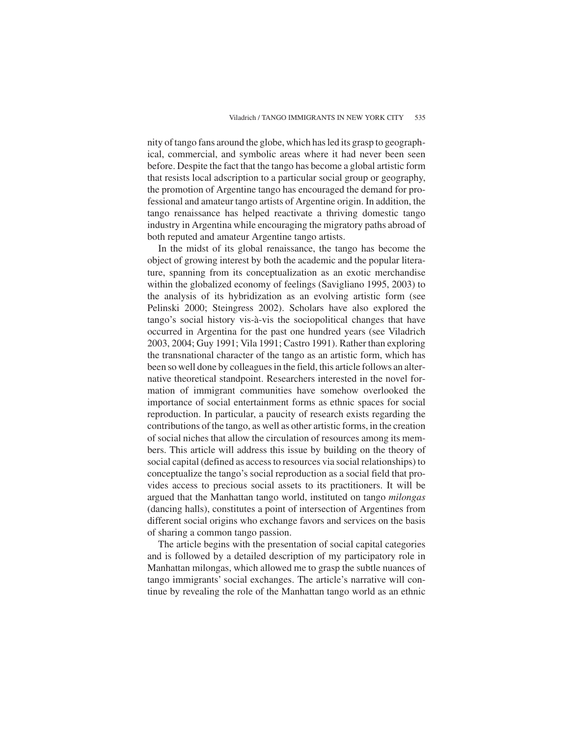nity of tango fans around the globe, which has led its grasp to geographical, commercial, and symbolic areas where it had never been seen before. Despite the fact that the tango has become a global artistic form that resists local adscription to a particular social group or geography, the promotion of Argentine tango has encouraged the demand for professional and amateur tango artists of Argentine origin. In addition, the tango renaissance has helped reactivate a thriving domestic tango industry in Argentina while encouraging the migratory paths abroad of both reputed and amateur Argentine tango artists.

In the midst of its global renaissance, the tango has become the object of growing interest by both the academic and the popular literature, spanning from its conceptualization as an exotic merchandise within the globalized economy of feelings (Savigliano 1995, 2003) to the analysis of its hybridization as an evolving artistic form (see Pelinski 2000; Steingress 2002). Scholars have also explored the tango's social history vis-à-vis the sociopolitical changes that have occurred in Argentina for the past one hundred years (see Viladrich 2003, 2004; Guy 1991; Vila 1991; Castro 1991). Rather than exploring the transnational character of the tango as an artistic form, which has been so well done by colleagues in the field, this article follows an alternative theoretical standpoint. Researchers interested in the novel formation of immigrant communities have somehow overlooked the importance of social entertainment forms as ethnic spaces for social reproduction. In particular, a paucity of research exists regarding the contributions of the tango, as well as other artistic forms, in the creation of social niches that allow the circulation of resources among its members. This article will address this issue by building on the theory of social capital (defined as access to resources via social relationships) to conceptualize the tango's social reproduction as a social field that provides access to precious social assets to its practitioners. It will be argued that the Manhattan tango world, instituted on tango *milongas* (dancing halls), constitutes a point of intersection of Argentines from different social origins who exchange favors and services on the basis of sharing a common tango passion.

The article begins with the presentation of social capital categories and is followed by a detailed description of my participatory role in Manhattan milongas, which allowed me to grasp the subtle nuances of tango immigrants' social exchanges. The article's narrative will continue by revealing the role of the Manhattan tango world as an ethnic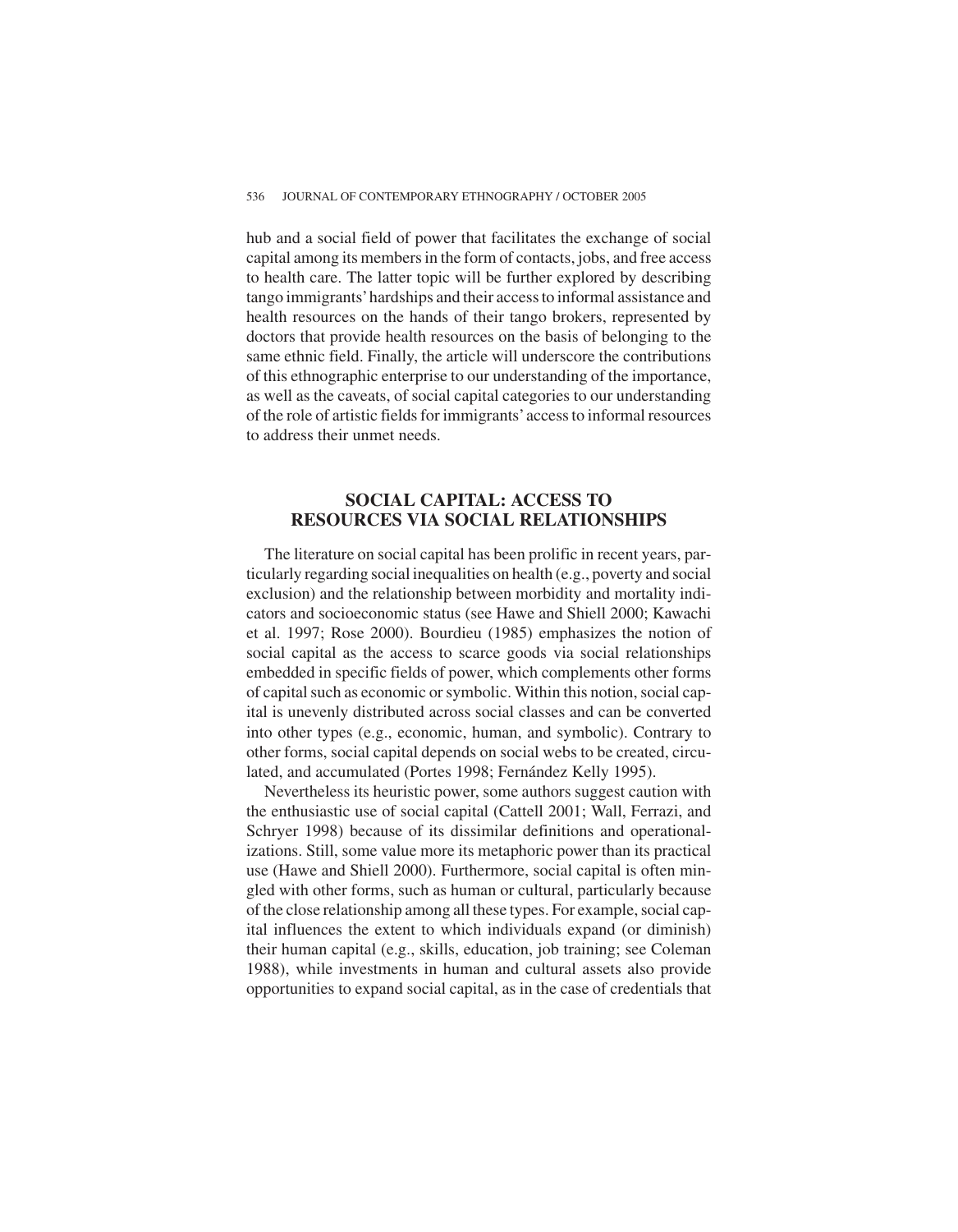hub and a social field of power that facilitates the exchange of social capital among its members in the form of contacts, jobs, and free access to health care. The latter topic will be further explored by describing tango immigrants' hardships and their access to informal assistance and health resources on the hands of their tango brokers, represented by doctors that provide health resources on the basis of belonging to the same ethnic field. Finally, the article will underscore the contributions of this ethnographic enterprise to our understanding of the importance, as well as the caveats, of social capital categories to our understanding of the role of artistic fields for immigrants' access to informal resources to address their unmet needs.

## SOCIAL CAPITAL: ACCESS TO RESOURCES VIA SOCIAL RELATIONSHIPS

The literature on social capital has been prolific in recent years, particularly regarding social inequalities on health (e.g., poverty and social exclusion) and the relationship between morbidity and mortality indicators and socioeconomic status (see Hawe and Shiell 2000; Kawachi et al. 1997; Rose 2000). Bourdieu (1985) emphasizes the notion of social capital as the access to scarce goods via social relationships embedded in specific fields of power, which complements other forms of capital such as economic or symbolic. Within this notion, social capital is unevenly distributed across social classes and can be converted into other types (e.g., economic, human, and symbolic). Contrary to other forms, social capital depends on social webs to be created, circulated, and accumulated (Portes 1998; Fernández Kelly 1995).

Nevertheless its heuristic power, some authors suggest caution with the enthusiastic use of social capital (Cattell 2001; Wall, Ferrazi, and Schryer 1998) because of its dissimilar definitions and operationalizations. Still, some value more its metaphoric power than its practical use (Hawe and Shiell 2000). Furthermore, social capital is often mingled with other forms, such as human or cultural, particularly because of the close relationship among all these types. For example, social capital influences the extent to which individuals expand (or diminish) their human capital (e.g., skills, education, job training; see Coleman 1988), while investments in human and cultural assets also provide opportunities to expand social capital, as in the case of credentials that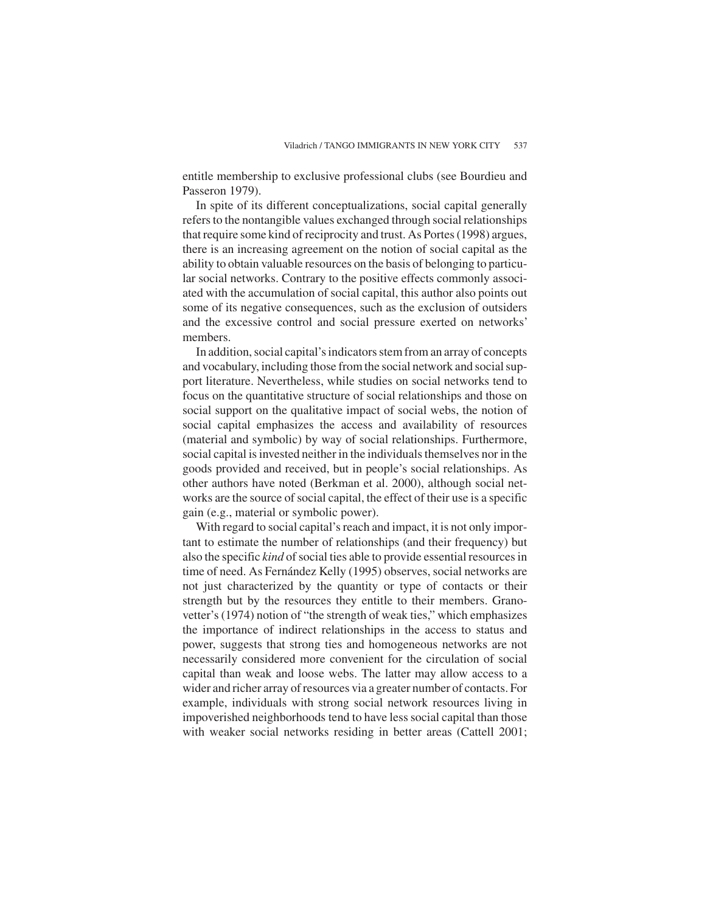entitle membership to exclusive professional clubs (see Bourdieu and Passeron 1979).

In spite of its different conceptualizations, social capital generally refers to the nontangible values exchanged through social relationships that require some kind of reciprocity and trust. As Portes (1998) argues, there is an increasing agreement on the notion of social capital as the ability to obtain valuable resources on the basis of belonging to particular social networks. Contrary to the positive effects commonly associated with the accumulation of social capital, this author also points out some of its negative consequences, such as the exclusion of outsiders and the excessive control and social pressure exerted on networks' members.

In addition, social capital's indicators stem from an array of concepts and vocabulary, including those from the social network and social support literature. Nevertheless, while studies on social networks tend to focus on the quantitative structure of social relationships and those on social support on the qualitative impact of social webs, the notion of social capital emphasizes the access and availability of resources (material and symbolic) by way of social relationships. Furthermore, social capital is invested neither in the individuals themselves nor in the goods provided and received, but in people's social relationships. As other authors have noted (Berkman et al. 2000), although social networks are the source of social capital, the effect of their use is a specific gain (e.g., material or symbolic power).

With regard to social capital's reach and impact, it is not only important to estimate the number of relationships (and their frequency) but also the specific *kind* of social ties able to provide essential resources in time of need. As Fernández Kelly (1995) observes, social networks are not just characterized by the quantity or type of contacts or their strength but by the resources they entitle to their members. Granovetter's (1974) notion of "the strength of weak ties," which emphasizes the importance of indirect relationships in the access to status and power, suggests that strong ties and homogeneous networks are not necessarily considered more convenient for the circulation of social capital than weak and loose webs. The latter may allow access to a wider and richer array of resources via a greater number of contacts. For example, individuals with strong social network resources living in impoverished neighborhoods tend to have less social capital than those with weaker social networks residing in better areas (Cattell 2001;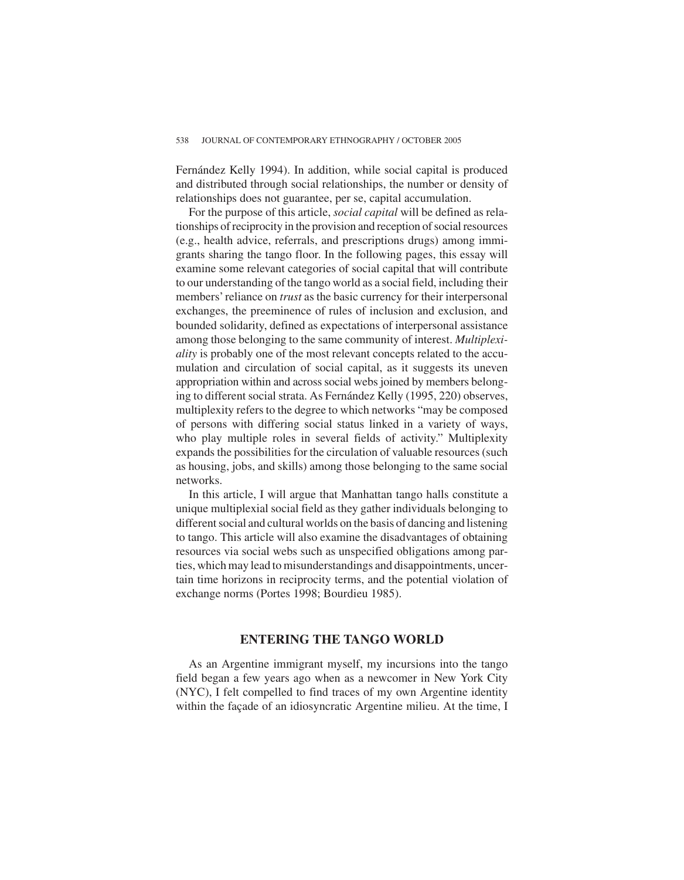Fernández Kelly 1994). In addition, while social capital is produced and distributed through social relationships, the number or density of relationships does not guarantee, per se, capital accumulation.

For the purpose of this article, *social capital* will be defined as relationships of reciprocity in the provision and reception of social resources (e.g., health advice, referrals, and prescriptions drugs) among immigrants sharing the tango floor. In the following pages, this essay will examine some relevant categories of social capital that will contribute to our understanding of the tango world as a social field, including their members' reliance on *trust* as the basic currency for their interpersonal exchanges, the preeminence of rules of inclusion and exclusion, and bounded solidarity, defined as expectations of interpersonal assistance among those belonging to the same community of interest. *Multiplexiality* is probably one of the most relevant concepts related to the accumulation and circulation of social capital, as it suggests its uneven appropriation within and across social webs joined by members belonging to different social strata. As Fernández Kelly (1995, 220) observes, multiplexity refers to the degree to which networks "may be composed of persons with differing social status linked in a variety of ways, who play multiple roles in several fields of activity." Multiplexity expands the possibilities for the circulation of valuable resources (such as housing, jobs, and skills) among those belonging to the same social networks.

In this article, I will argue that Manhattan tango halls constitute a unique multiplexial social field as they gather individuals belonging to different social and cultural worlds on the basis of dancing and listening to tango. This article will also examine the disadvantages of obtaining resources via social webs such as unspecified obligations among parties, which may lead to misunderstandings and disappointments, uncertain time horizons in reciprocity terms, and the potential violation of exchange norms (Portes 1998; Bourdieu 1985).

## ENTERING THE TANGO WORLD

As an Argentine immigrant myself, my incursions into the tango field began a few years ago when as a newcomer in New York City (NYC), I felt compelled to find traces of my own Argentine identity within the façade of an idiosyncratic Argentine milieu. At the time, I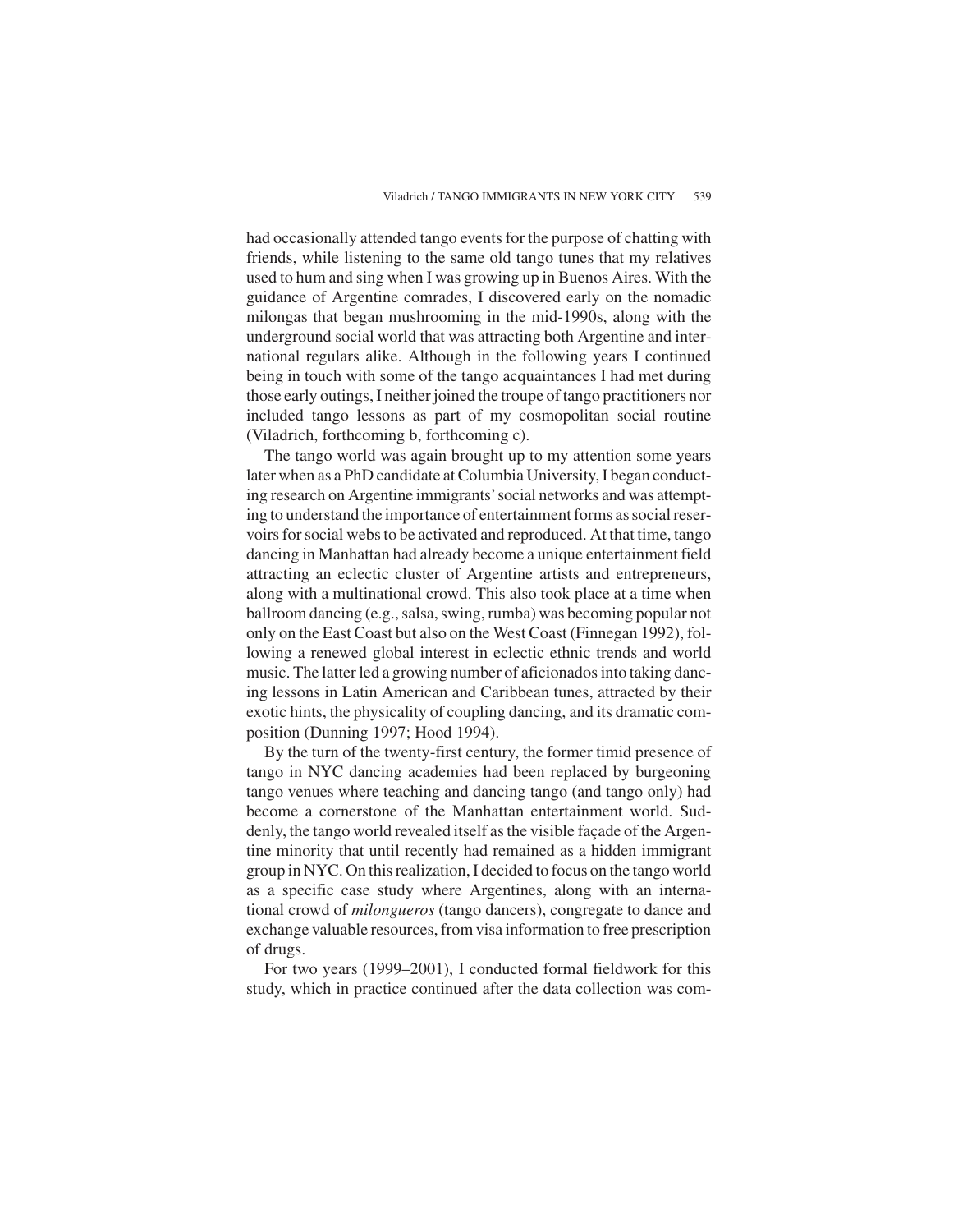had occasionally attended tango events for the purpose of chatting with friends, while listening to the same old tango tunes that my relatives used to hum and sing when I was growing up in Buenos Aires. With the guidance of Argentine comrades, I discovered early on the nomadic milongas that began mushrooming in the mid-1990s, along with the underground social world that was attracting both Argentine and international regulars alike. Although in the following years I continued being in touch with some of the tango acquaintances I had met during those early outings, I neither joined the troupe of tango practitioners nor included tango lessons as part of my cosmopolitan social routine (Viladrich, forthcoming b, forthcoming c).

The tango world was again brought up to my attention some years later when as a PhD candidate at Columbia University, I began conducting research on Argentine immigrants' social networks and was attempting to understand the importance of entertainment forms as social reservoirs for social webs to be activated and reproduced. At that time, tango dancing in Manhattan had already become a unique entertainment field attracting an eclectic cluster of Argentine artists and entrepreneurs, along with a multinational crowd. This also took place at a time when ballroom dancing (e.g., salsa, swing, rumba) was becoming popular not only on the East Coast but also on the West Coast (Finnegan 1992), following a renewed global interest in eclectic ethnic trends and world music. The latter led a growing number of aficionados into taking dancing lessons in Latin American and Caribbean tunes, attracted by their exotic hints, the physicality of coupling dancing, and its dramatic composition (Dunning 1997; Hood 1994).

By the turn of the twenty-first century, the former timid presence of tango in NYC dancing academies had been replaced by burgeoning tango venues where teaching and dancing tango (and tango only) had become a cornerstone of the Manhattan entertainment world. Suddenly, the tango world revealed itself as the visible façade of the Argentine minority that until recently had remained as a hidden immigrant group in NYC. On this realization, I decided to focus on the tango world as a specific case study where Argentines, along with an international crowd of *milongueros* (tango dancers), congregate to dance and exchange valuable resources, from visa information to free prescription of drugs.

For two years (1999–2001), I conducted formal fieldwork for this study, which in practice continued after the data collection was com-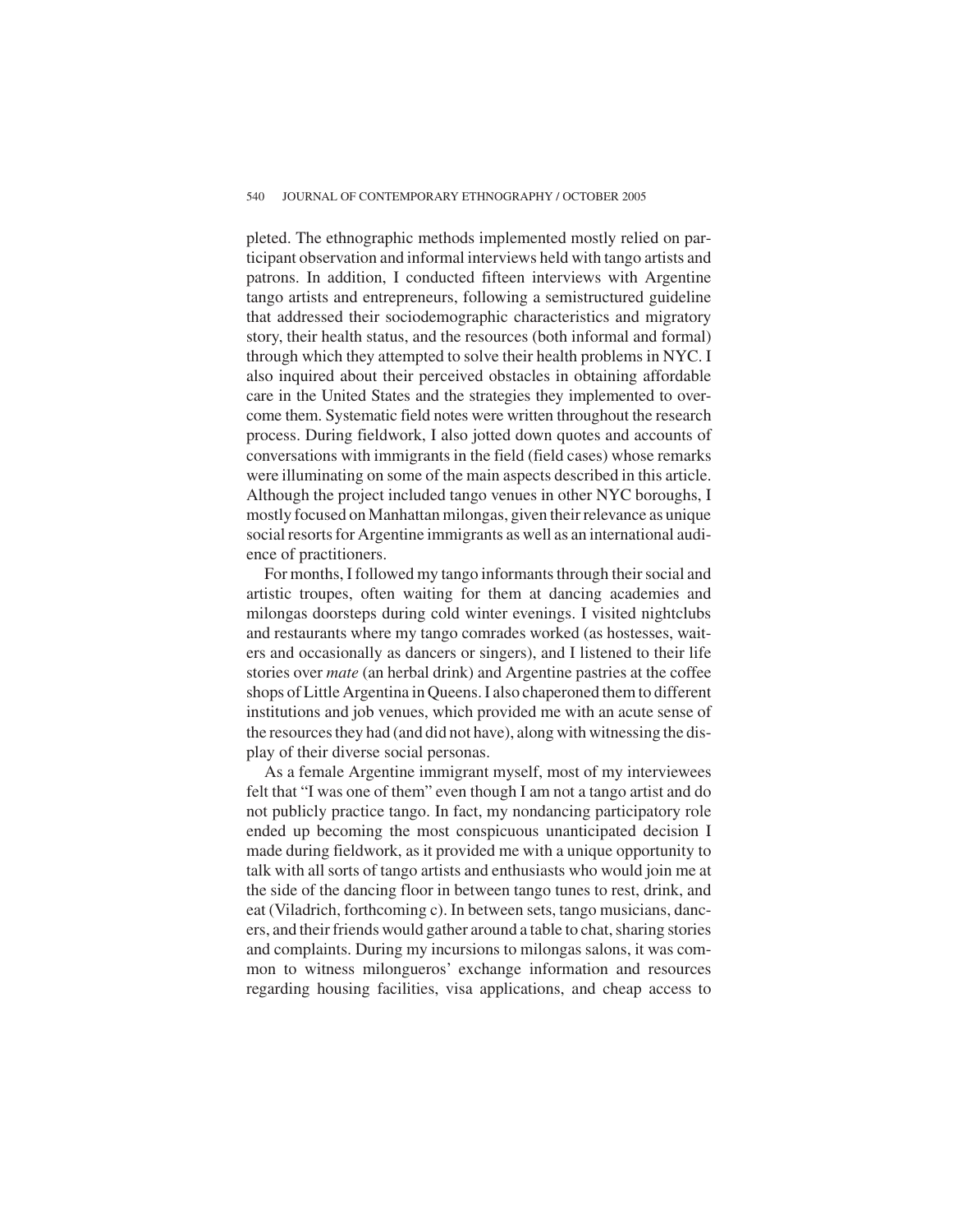pleted. The ethnographic methods implemented mostly relied on participant observation and informal interviews held with tango artists and patrons. In addition, I conducted fifteen interviews with Argentine tango artists and entrepreneurs, following a semistructured guideline that addressed their sociodemographic characteristics and migratory story, their health status, and the resources (both informal and formal) through which they attempted to solve their health problems in NYC. I also inquired about their perceived obstacles in obtaining affordable care in the United States and the strategies they implemented to overcome them. Systematic field notes were written throughout the research process. During fieldwork, I also jotted down quotes and accounts of conversations with immigrants in the field (field cases) whose remarks were illuminating on some of the main aspects described in this article. Although the project included tango venues in other NYC boroughs, I mostly focused on Manhattan milongas, given their relevance as unique social resorts for Argentine immigrants as well as an international audience of practitioners.

For months, I followed my tango informants through their social and artistic troupes, often waiting for them at dancing academies and milongas doorsteps during cold winter evenings. I visited nightclubs and restaurants where my tango comrades worked (as hostesses, waiters and occasionally as dancers or singers), and I listened to their life stories over *mate* (an herbal drink) and Argentine pastries at the coffee shops of Little Argentina in Queens. I also chaperoned them to different institutions and job venues, which provided me with an acute sense of the resources they had (and did not have), along with witnessing the display of their diverse social personas.

As a female Argentine immigrant myself, most of my interviewees felt that "I was one of them" even though I am not a tango artist and do not publicly practice tango. In fact, my nondancing participatory role ended up becoming the most conspicuous unanticipated decision I made during fieldwork, as it provided me with a unique opportunity to talk with all sorts of tango artists and enthusiasts who would join me at the side of the dancing floor in between tango tunes to rest, drink, and eat (Viladrich, forthcoming c). In between sets, tango musicians, dancers, and their friends would gather around a table to chat, sharing stories and complaints. During my incursions to milongas salons, it was common to witness milongueros' exchange information and resources regarding housing facilities, visa applications, and cheap access to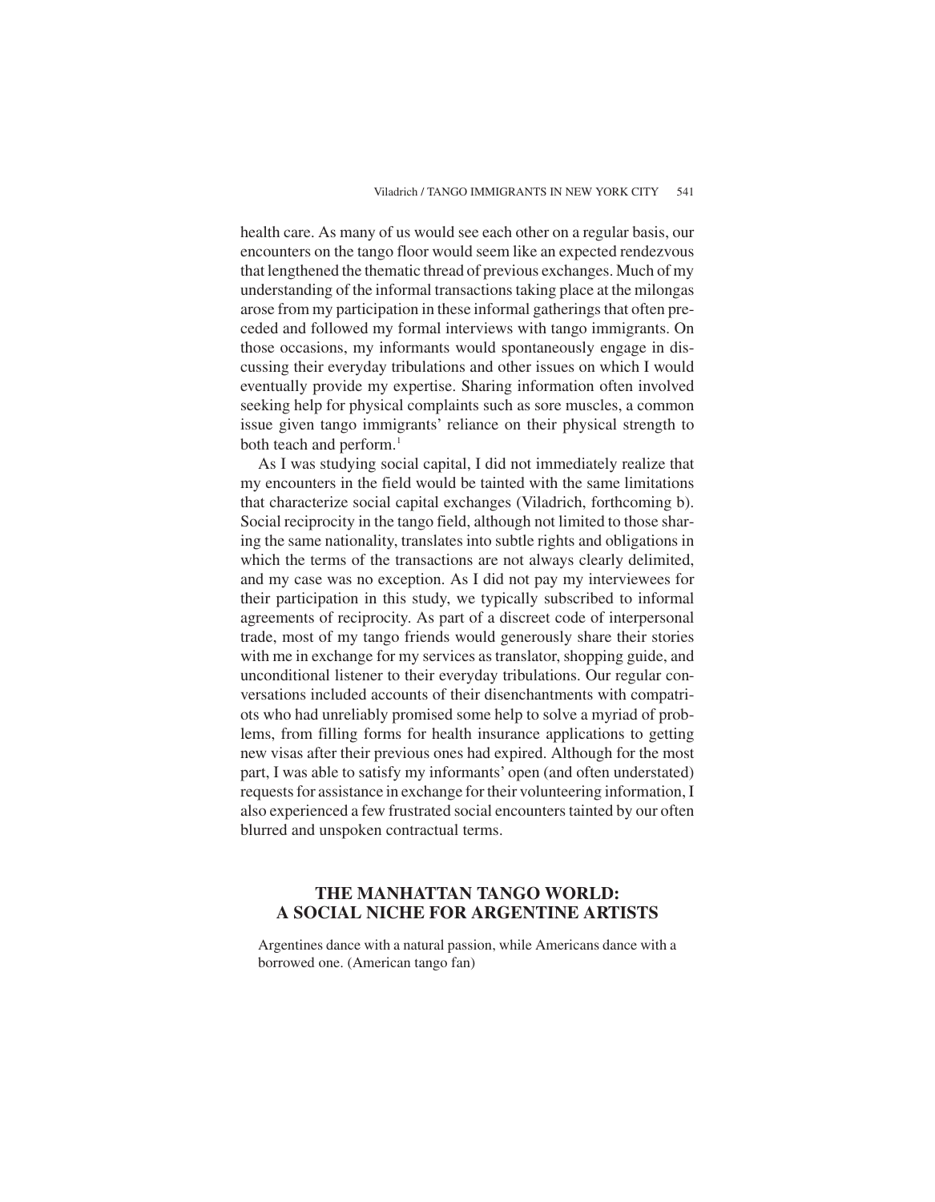health care. As many of us would see each other on a regular basis, our encounters on the tango floor would seem like an expected rendezvous that lengthened the thematic thread of previous exchanges. Much of my understanding of the informal transactions taking place at the milongas arose from my participation in these informal gatherings that often preceded and followed my formal interviews with tango immigrants. On those occasions, my informants would spontaneously engage in discussing their everyday tribulations and other issues on which I would eventually provide my expertise. Sharing information often involved seeking help for physical complaints such as sore muscles, a common issue given tango immigrants' reliance on their physical strength to both teach and perform.[1]

As I was studying social capital, I did not immediately realize that my encounters in the field would be tainted with the same limitations that characterize social capital exchanges (Viladrich, forthcoming b). Social reciprocity in the tango field, although not limited to those sharing the same nationality, translates into subtle rights and obligations in which the terms of the transactions are not always clearly delimited, and my case was no exception. As I did not pay my interviewees for their participation in this study, we typically subscribed to informal agreements of reciprocity. As part of a discreet code of interpersonal trade, most of my tango friends would generously share their stories with me in exchange for my services as translator, shopping guide, and unconditional listener to their everyday tribulations. Our regular conversations included accounts of their disenchantments with compatriots who had unreliably promised some help to solve a myriad of problems, from filling forms for health insurance applications to getting new visas after their previous ones had expired. Although for the most part, I was able to satisfy my informants' open (and often understated) requests for assistance in exchange for their volunteering information, I also experienced a few frustrated social encounters tainted by our often blurred and unspoken contractual terms.

## THE MANHATTAN TANGO WORLD: A SOCIAL NICHE FOR ARGENTINE ARTISTS

> Argentines dance with a natural passion, while Americans dance with a borrowed one. (American tango fan)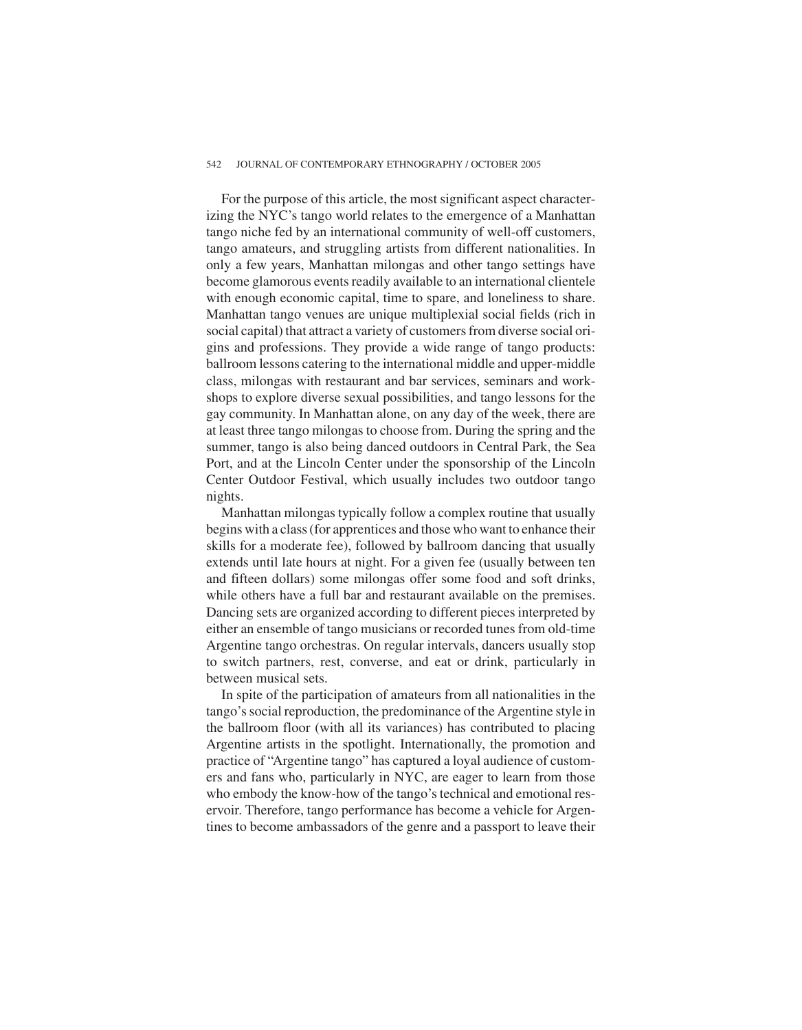For the purpose of this article, the most significant aspect characterizing the NYC's tango world relates to the emergence of a Manhattan tango niche fed by an international community of well-off customers, tango amateurs, and struggling artists from different nationalities. In only a few years, Manhattan milongas and other tango settings have become glamorous events readily available to an international clientele with enough economic capital, time to spare, and loneliness to share. Manhattan tango venues are unique multiplexial social fields (rich in social capital) that attract a variety of customers from diverse social origins and professions. They provide a wide range of tango products: ballroom lessons catering to the international middle and upper-middle class, milongas with restaurant and bar services, seminars and workshops to explore diverse sexual possibilities, and tango lessons for the gay community. In Manhattan alone, on any day of the week, there are at least three tango milongas to choose from. During the spring and the summer, tango is also being danced outdoors in Central Park, the Sea Port, and at the Lincoln Center under the sponsorship of the Lincoln Center Outdoor Festival, which usually includes two outdoor tango nights.

Manhattan milongas typically follow a complex routine that usually begins with a class (for apprentices and those who want to enhance their skills for a moderate fee), followed by ballroom dancing that usually extends until late hours at night. For a given fee (usually between ten and fifteen dollars) some milongas offer some food and soft drinks, while others have a full bar and restaurant available on the premises. Dancing sets are organized according to different pieces interpreted by either an ensemble of tango musicians or recorded tunes from old-time Argentine tango orchestras. On regular intervals, dancers usually stop to switch partners, rest, converse, and eat or drink, particularly in between musical sets.

In spite of the participation of amateurs from all nationalities in the tango's social reproduction, the predominance of the Argentine style in the ballroom floor (with all its variances) has contributed to placing Argentine artists in the spotlight. Internationally, the promotion and practice of "Argentine tango" has captured a loyal audience of customers and fans who, particularly in NYC, are eager to learn from those who embody the know-how of the tango's technical and emotional reservoir. Therefore, tango performance has become a vehicle for Argentines to become ambassadors of the genre and a passport to leave their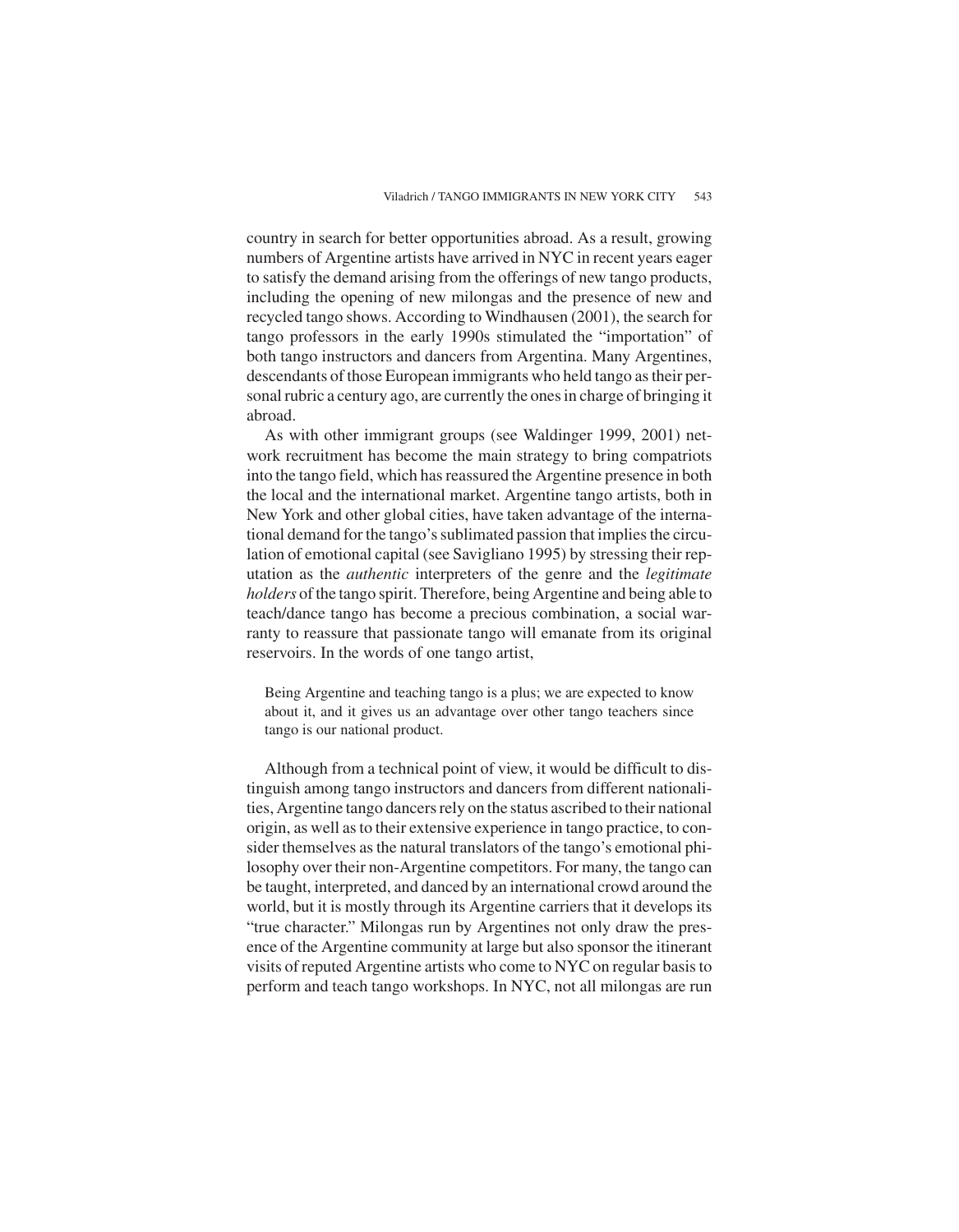country in search for better opportunities abroad. As a result, growing numbers of Argentine artists have arrived in NYC in recent years eager to satisfy the demand arising from the offerings of new tango products, including the opening of new milongas and the presence of new and recycled tango shows. According to Windhausen (2001), the search for tango professors in the early 1990s stimulated the "importation" of both tango instructors and dancers from Argentina. Many Argentines, descendants of those European immigrants who held tango as their personal rubric a century ago, are currently the ones in charge of bringing it abroad.

As with other immigrant groups (see Waldinger 1999, 2001) network recruitment has become the main strategy to bring compatriots into the tango field, which has reassured the Argentine presence in both the local and the international market. Argentine tango artists, both in New York and other global cities, have taken advantage of the international demand for the tango's sublimated passion that implies the circulation of emotional capital (see Savigliano 1995) by stressing their reputation as the *authentic* interpreters of the genre and the *legitimate holders* of the tango spirit. Therefore, being Argentine and being able to teach/dance tango has become a precious combination, a social warranty to reassure that passionate tango will emanate from its original reservoirs. In the words of one tango artist,

> Being Argentine and teaching tango is a plus; we are expected to know about it, and it gives us an advantage over other tango teachers since tango is our national product.

Although from a technical point of view, it would be difficult to distinguish among tango instructors and dancers from different nationalities, Argentine tango dancers rely on the status ascribed to their national origin, as well as to their extensive experience in tango practice, to consider themselves as the natural translators of the tango's emotional philosophy over their non-Argentine competitors. For many, the tango can be taught, interpreted, and danced by an international crowd around the world, but it is mostly through its Argentine carriers that it develops its "true character." Milongas run by Argentines not only draw the presence of the Argentine community at large but also sponsor the itinerant visits of reputed Argentine artists who come to NYC on regular basis to perform and teach tango workshops. In NYC, not all milongas are run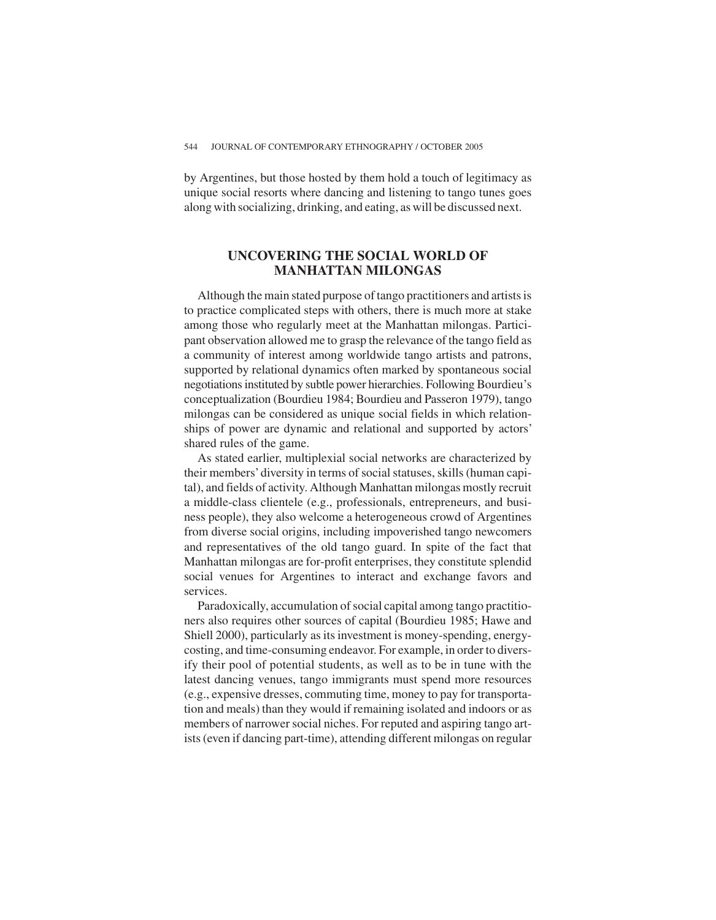by Argentines, but those hosted by them hold a touch of legitimacy as unique social resorts where dancing and listening to tango tunes goes along with socializing, drinking, and eating, as will be discussed next.

## UNCOVERING THE SOCIAL WORLD OF MANHATTAN MILONGAS

Although the main stated purpose of tango practitioners and artists is to practice complicated steps with others, there is much more at stake among those who regularly meet at the Manhattan milongas. Participant observation allowed me to grasp the relevance of the tango field as a community of interest among worldwide tango artists and patrons, supported by relational dynamics often marked by spontaneous social negotiations instituted by subtle power hierarchies. Following Bourdieu's conceptualization (Bourdieu 1984; Bourdieu and Passeron 1979), tango milongas can be considered as unique social fields in which relationships of power are dynamic and relational and supported by actors' shared rules of the game.

As stated earlier, multiplexial social networks are characterized by their members' diversity in terms of social statuses, skills (human capital), and fields of activity. Although Manhattan milongas mostly recruit a middle-class clientele (e.g., professionals, entrepreneurs, and business people), they also welcome a heterogeneous crowd of Argentines from diverse social origins, including impoverished tango newcomers and representatives of the old tango guard. In spite of the fact that Manhattan milongas are for-profit enterprises, they constitute splendid social venues for Argentines to interact and exchange favors and services.

Paradoxically, accumulation of social capital among tango practitioners also requires other sources of capital (Bourdieu 1985; Hawe and Shiell 2000), particularly as its investment is money-spending, energy-costing, and time-consuming endeavor. For example, in order to diversify their pool of potential students, as well as to be in tune with the latest dancing venues, tango immigrants must spend more resources (e.g., expensive dresses, commuting time, money to pay for transportation and meals) than they would if remaining isolated and indoors or as members of narrower social niches. For reputed and aspiring tango artists (even if dancing part-time), attending different milongas on regular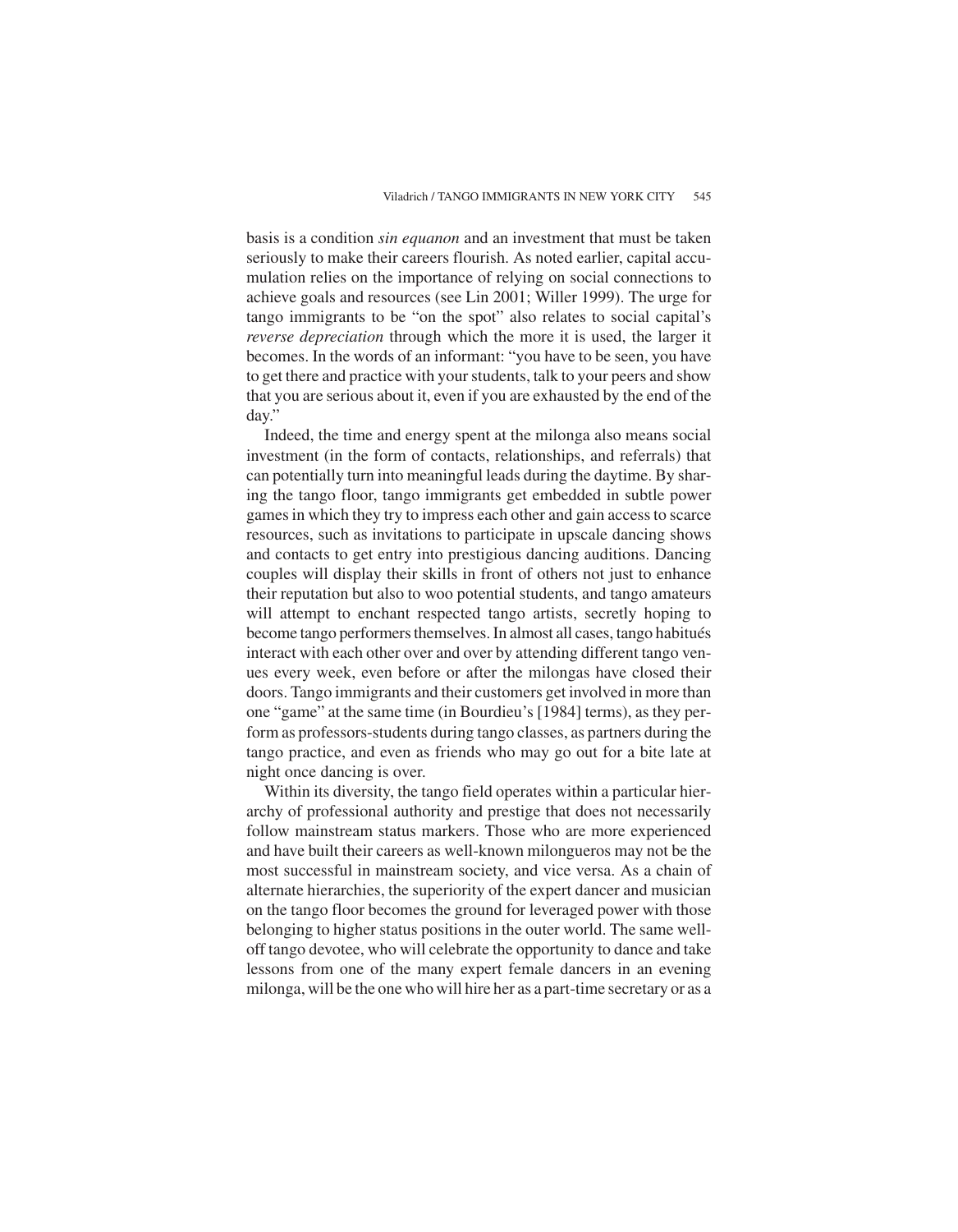basis is a condition *sin equanon* and an investment that must be taken seriously to make their careers flourish. As noted earlier, capital accumulation relies on the importance of relying on social connections to achieve goals and resources (see Lin 2001; Willer 1999). The urge for tango immigrants to be "on the spot" also relates to social capital's *reverse depreciation* through which the more it is used, the larger it becomes. In the words of an informant: "you have to be seen, you have to get there and practice with your students, talk to your peers and show that you are serious about it, even if you are exhausted by the end of the day."

Indeed, the time and energy spent at the milonga also means social investment (in the form of contacts, relationships, and referrals) that can potentially turn into meaningful leads during the daytime. By sharing the tango floor, tango immigrants get embedded in subtle power games in which they try to impress each other and gain access to scarce resources, such as invitations to participate in upscale dancing shows and contacts to get entry into prestigious dancing auditions. Dancing couples will display their skills in front of others not just to enhance their reputation but also to woo potential students, and tango amateurs will attempt to enchant respected tango artists, secretly hoping to become tango performers themselves. In almost all cases, tango habitués interact with each other over and over by attending different tango venues every week, even before or after the milongas have closed their doors. Tango immigrants and their customers get involved in more than one "game" at the same time (in Bourdieu's [1984] terms), as they perform as professors-students during tango classes, as partners during the tango practice, and even as friends who may go out for a bite late at night once dancing is over.

Within its diversity, the tango field operates within a particular hierarchy of professional authority and prestige that does not necessarily follow mainstream status markers. Those who are more experienced and have built their careers as well-known milongueros may not be the most successful in mainstream society, and vice versa. As a chain of alternate hierarchies, the superiority of the expert dancer and musician on the tango floor becomes the ground for leveraged power with those belonging to higher status positions in the outer world. The same well-off tango devotee, who will celebrate the opportunity to dance and take lessons from one of the many expert female dancers in an evening milonga, will be the one who will hire her as a part-time secretary or as a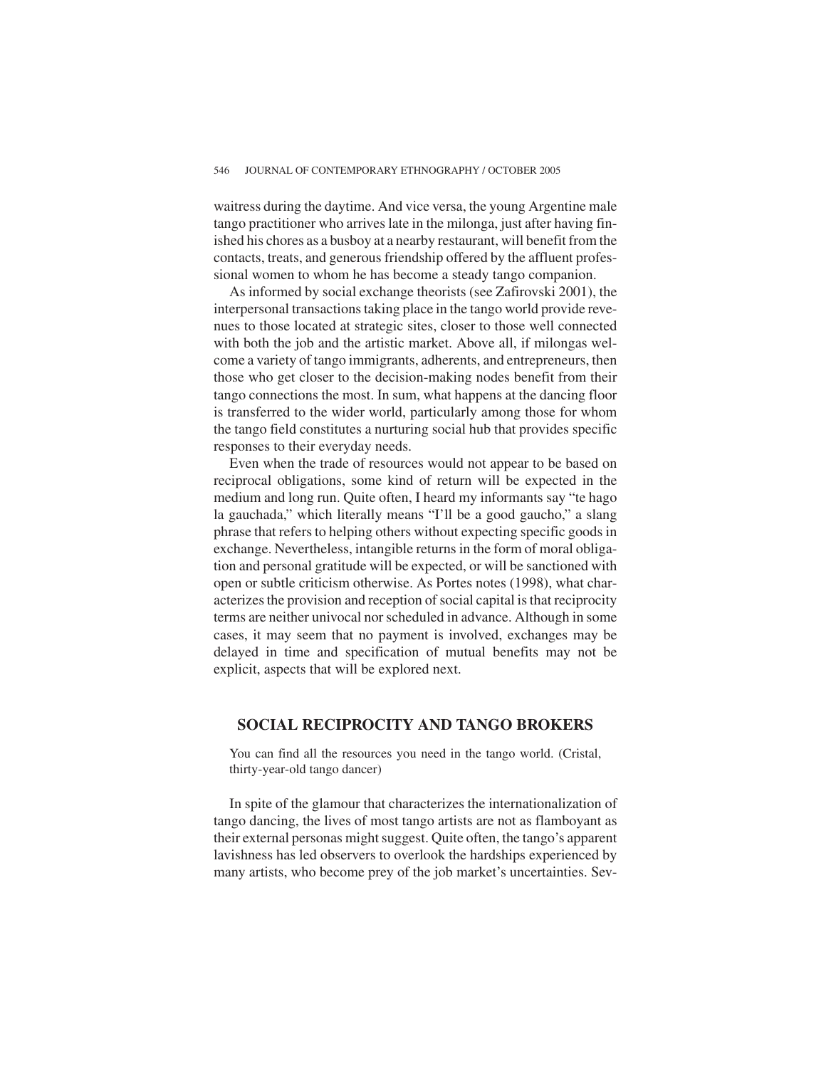waitress during the daytime. And vice versa, the young Argentine male tango practitioner who arrives late in the milonga, just after having finished his chores as a busboy at a nearby restaurant, will benefit from the contacts, treats, and generous friendship offered by the affluent professional women to whom he has become a steady tango companion.

As informed by social exchange theorists (see Zafirovski 2001), the interpersonal transactions taking place in the tango world provide revenues to those located at strategic sites, closer to those well connected with both the job and the artistic market. Above all, if milongas welcome a variety of tango immigrants, adherents, and entrepreneurs, then those who get closer to the decision-making nodes benefit from their tango connections the most. In sum, what happens at the dancing floor is transferred to the wider world, particularly among those for whom the tango field constitutes a nurturing social hub that provides specific responses to their everyday needs.

Even when the trade of resources would not appear to be based on reciprocal obligations, some kind of return will be expected in the medium and long run. Quite often, I heard my informants say "te hago la gauchada," which literally means "I'll be a good gaucho," a slang phrase that refers to helping others without expecting specific goods in exchange. Nevertheless, intangible returns in the form of moral obligation and personal gratitude will be expected, or will be sanctioned with open or subtle criticism otherwise. As Portes notes (1998), what characterizes the provision and reception of social capital is that reciprocity terms are neither univocal nor scheduled in advance. Although in some cases, it may seem that no payment is involved, exchanges may be delayed in time and specification of mutual benefits may not be explicit, aspects that will be explored next.

## SOCIAL RECIPROCITY AND TANGO BROKERS

> You can find all the resources you need in the tango world. (Cristal, thirty-year-old tango dancer)

In spite of the glamour that characterizes the internationalization of tango dancing, the lives of most tango artists are not as flamboyant as their external personas might suggest. Quite often, the tango's apparent lavishness has led observers to overlook the hardships experienced by many artists, who become prey of the job market's uncertainties. Sev-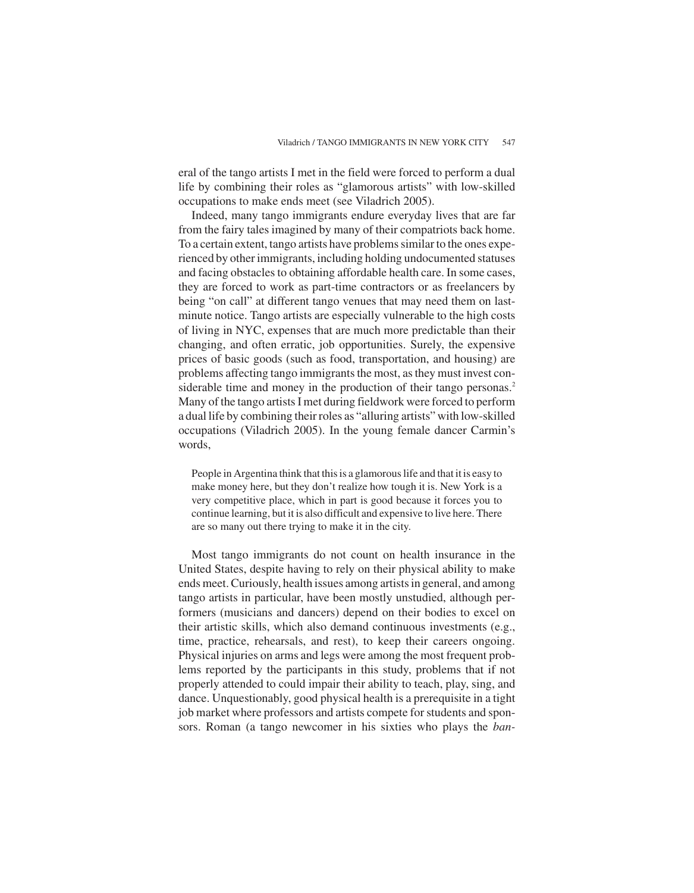eral of the tango artists I met in the field were forced to perform a dual life by combining their roles as "glamorous artists" with low-skilled occupations to make ends meet (see Viladrich 2005).

Indeed, many tango immigrants endure everyday lives that are far from the fairy tales imagined by many of their compatriots back home. To a certain extent, tango artists have problems similar to the ones experienced by other immigrants, including holding undocumented statuses and facing obstacles to obtaining affordable health care. In some cases, they are forced to work as part-time contractors or as freelancers by being "on call" at different tango venues that may need them on last-minute notice. Tango artists are especially vulnerable to the high costs of living in NYC, expenses that are much more predictable than their changing, and often erratic, job opportunities. Surely, the expensive prices of basic goods (such as food, transportation, and housing) are problems affecting tango immigrants the most, as they must invest considerable time and money in the production of their tango personas.[2] Many of the tango artists I met during fieldwork were forced to perform a dual life by combining their roles as "alluring artists" with low-skilled occupations (Viladrich 2005). In the young female dancer Carmin's words,

> People in Argentina think that this is a glamorous life and that it is easy to make money here, but they don't realize how tough it is. New York is a very competitive place, which in part is good because it forces you to continue learning, but it is also difficult and expensive to live here. There are so many out there trying to make it in the city.

Most tango immigrants do not count on health insurance in the United States, despite having to rely on their physical ability to make ends meet. Curiously, health issues among artists in general, and among tango artists in particular, have been mostly unstudied, although performers (musicians and dancers) depend on their bodies to excel on their artistic skills, which also demand continuous investments (e.g., time, practice, rehearsals, and rest), to keep their careers ongoing. Physical injuries on arms and legs were among the most frequent problems reported by the participants in this study, problems that if not properly attended to could impair their ability to teach, play, sing, and dance. Unquestionably, good physical health is a prerequisite in a tight job market where professors and artists compete for students and sponsors. Roman (a tango newcomer in his sixties who plays the *ban-*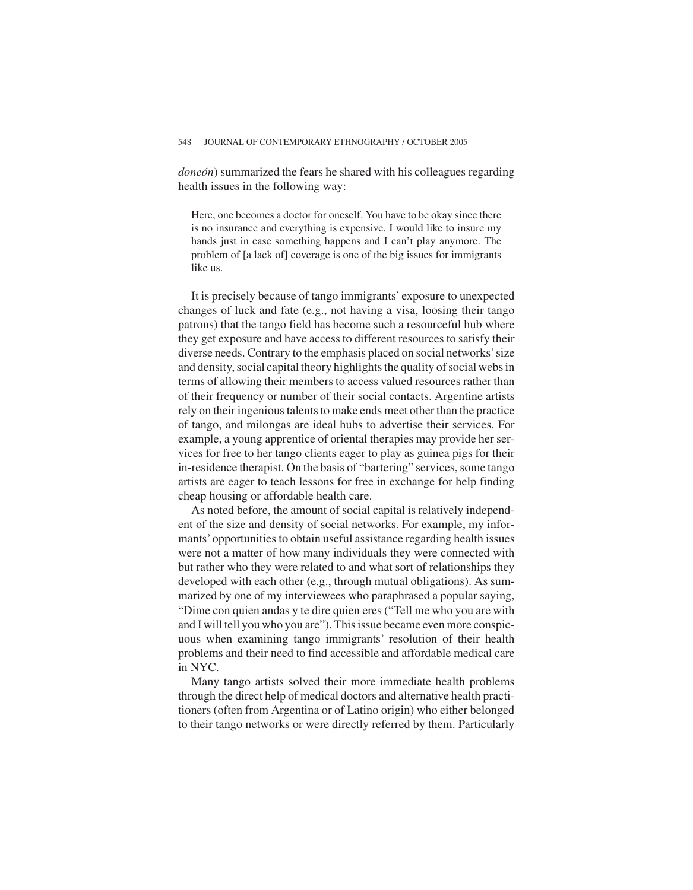*doneón*) summarized the fears he shared with his colleagues regarding health issues in the following way:

> Here, one becomes a doctor for oneself. You have to be okay since there is no insurance and everything is expensive. I would like to insure my hands just in case something happens and I can't play anymore. The problem of [a lack of] coverage is one of the big issues for immigrants like us.

It is precisely because of tango immigrants' exposure to unexpected changes of luck and fate (e.g., not having a visa, loosing their tango patrons) that the tango field has become such a resourceful hub where they get exposure and have access to different resources to satisfy their diverse needs. Contrary to the emphasis placed on social networks' size and density, social capital theory highlights the quality of social webs in terms of allowing their members to access valued resources rather than of their frequency or number of their social contacts. Argentine artists rely on their ingenious talents to make ends meet other than the practice of tango, and milongas are ideal hubs to advertise their services. For example, a young apprentice of oriental therapies may provide her services for free to her tango clients eager to play as guinea pigs for their in-residence therapist. On the basis of "bartering" services, some tango artists are eager to teach lessons for free in exchange for help finding cheap housing or affordable health care.

As noted before, the amount of social capital is relatively independent of the size and density of social networks. For example, my informants' opportunities to obtain useful assistance regarding health issues were not a matter of how many individuals they were connected with but rather who they were related to and what sort of relationships they developed with each other (e.g., through mutual obligations). As summarized by one of my interviewees who paraphrased a popular saying, "Dime con quien andas y te dire quien eres ("Tell me who you are with and I will tell you who you are"). This issue became even more conspicuous when examining tango immigrants' resolution of their health problems and their need to find accessible and affordable medical care in NYC.

Many tango artists solved their more immediate health problems through the direct help of medical doctors and alternative health practitioners (often from Argentina or of Latino origin) who either belonged to their tango networks or were directly referred by them. Particularly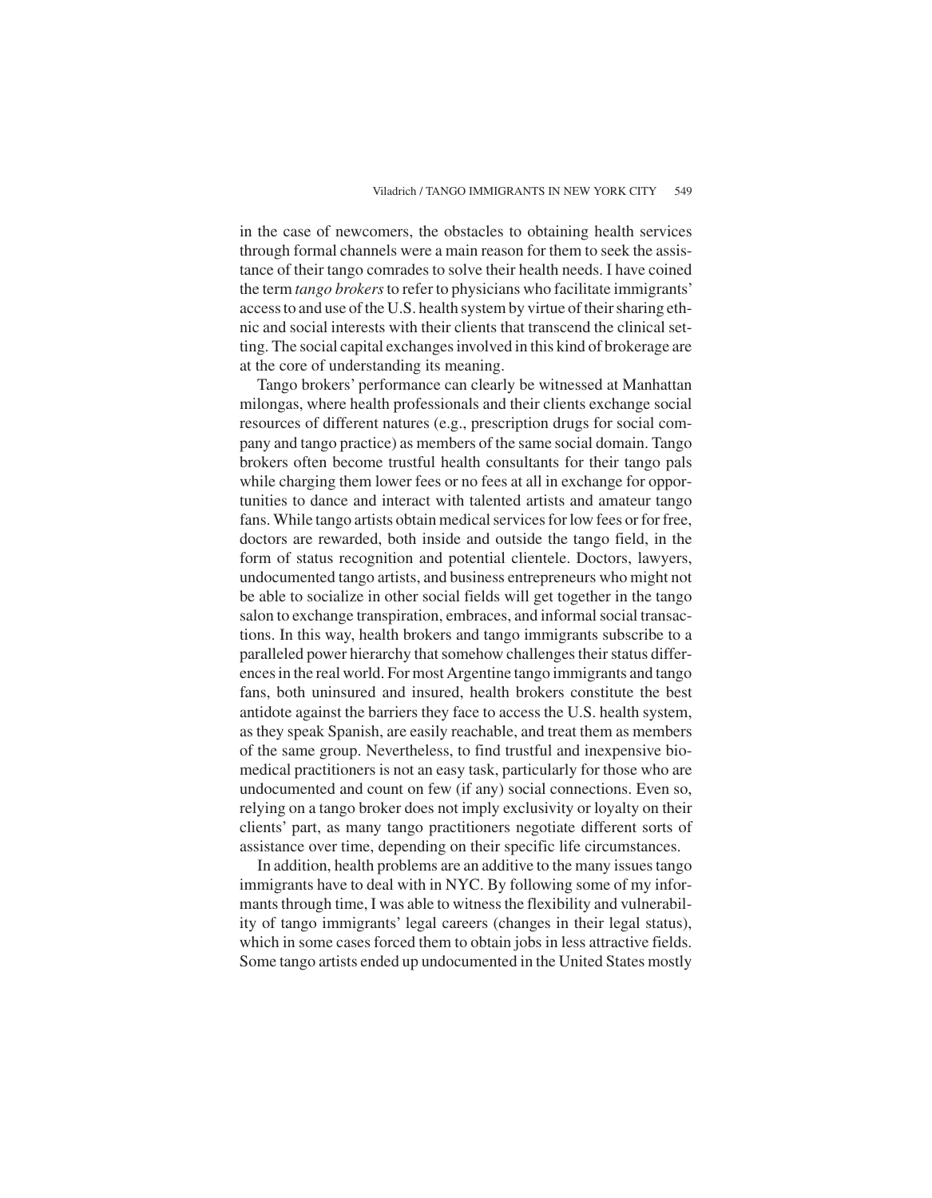in the case of newcomers, the obstacles to obtaining health services through formal channels were a main reason for them to seek the assistance of their tango comrades to solve their health needs. I have coined the term *tango brokers* to refer to physicians who facilitate immigrants' access to and use of the U.S. health system by virtue of their sharing ethnic and social interests with their clients that transcend the clinical setting. The social capital exchanges involved in this kind of brokerage are at the core of understanding its meaning.

Tango brokers' performance can clearly be witnessed at Manhattan milongas, where health professionals and their clients exchange social resources of different natures (e.g., prescription drugs for social company and tango practice) as members of the same social domain. Tango brokers often become trustful health consultants for their tango pals while charging them lower fees or no fees at all in exchange for opportunities to dance and interact with talented artists and amateur tango fans. While tango artists obtain medical services for low fees or for free, doctors are rewarded, both inside and outside the tango field, in the form of status recognition and potential clientele. Doctors, lawyers, undocumented tango artists, and business entrepreneurs who might not be able to socialize in other social fields will get together in the tango salon to exchange transpiration, embraces, and informal social transactions. In this way, health brokers and tango immigrants subscribe to a paralleled power hierarchy that somehow challenges their status differences in the real world. For most Argentine tango immigrants and tango fans, both uninsured and insured, health brokers constitute the best antidote against the barriers they face to access the U.S. health system, as they speak Spanish, are easily reachable, and treat them as members of the same group. Nevertheless, to find trustful and inexpensive biomedical practitioners is not an easy task, particularly for those who are undocumented and count on few (if any) social connections. Even so, relying on a tango broker does not imply exclusivity or loyalty on their clients' part, as many tango practitioners negotiate different sorts of assistance over time, depending on their specific life circumstances.

In addition, health problems are an additive to the many issues tango immigrants have to deal with in NYC. By following some of my informants through time, I was able to witness the flexibility and vulnerability of tango immigrants' legal careers (changes in their legal status), which in some cases forced them to obtain jobs in less attractive fields. Some tango artists ended up undocumented in the United States mostly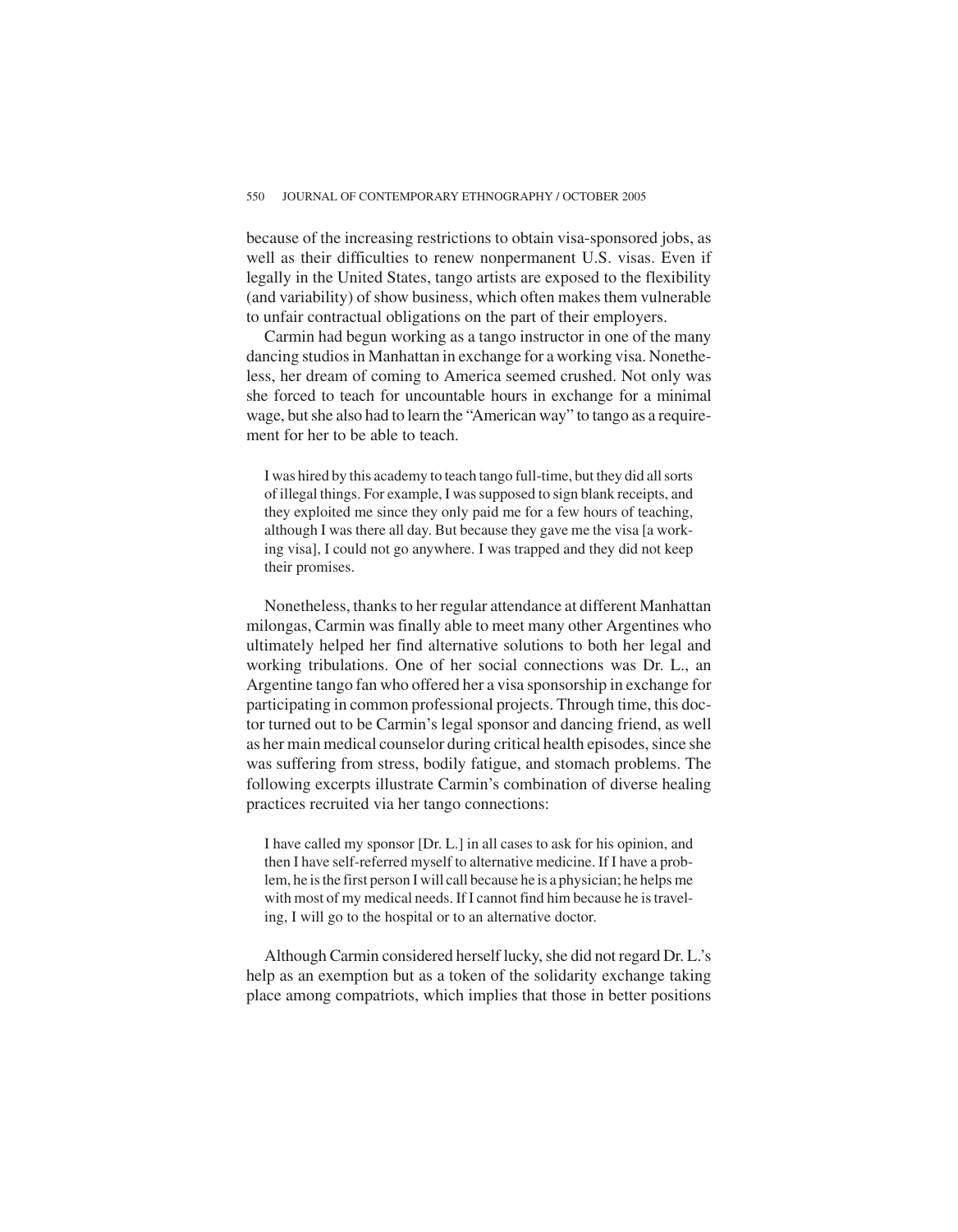because of the increasing restrictions to obtain visa-sponsored jobs, as well as their difficulties to renew nonpermanent U.S. visas. Even if legally in the United States, tango artists are exposed to the flexibility (and variability) of show business, which often makes them vulnerable to unfair contractual obligations on the part of their employers.

Carmin had begun working as a tango instructor in one of the many dancing studios in Manhattan in exchange for a working visa. Nonetheless, her dream of coming to America seemed crushed. Not only was she forced to teach for uncountable hours in exchange for a minimal wage, but she also had to learn the "American way" to tango as a requirement for her to be able to teach.

> I was hired by this academy to teach tango full-time, but they did all sorts of illegal things. For example, I was supposed to sign blank receipts, and they exploited me since they only paid me for a few hours of teaching, although I was there all day. But because they gave me the visa [a working visa], I could not go anywhere. I was trapped and they did not keep their promises.

Nonetheless, thanks to her regular attendance at different Manhattan milongas, Carmin was finally able to meet many other Argentines who ultimately helped her find alternative solutions to both her legal and working tribulations. One of her social connections was Dr. L., an Argentine tango fan who offered her a visa sponsorship in exchange for participating in common professional projects. Through time, this doctor turned out to be Carmin's legal sponsor and dancing friend, as well as her main medical counselor during critical health episodes, since she was suffering from stress, bodily fatigue, and stomach problems. The following excerpts illustrate Carmin's combination of diverse healing practices recruited via her tango connections:

> I have called my sponsor [Dr. L.] in all cases to ask for his opinion, and then I have self-referred myself to alternative medicine. If I have a problem, he is the first person I will call because he is a physician; he helps me with most of my medical needs. If I cannot find him because he is traveling, I will go to the hospital or to an alternative doctor.

Although Carmin considered herself lucky, she did not regard Dr. L.'s help as an exemption but as a token of the solidarity exchange taking place among compatriots, which implies that those in better positions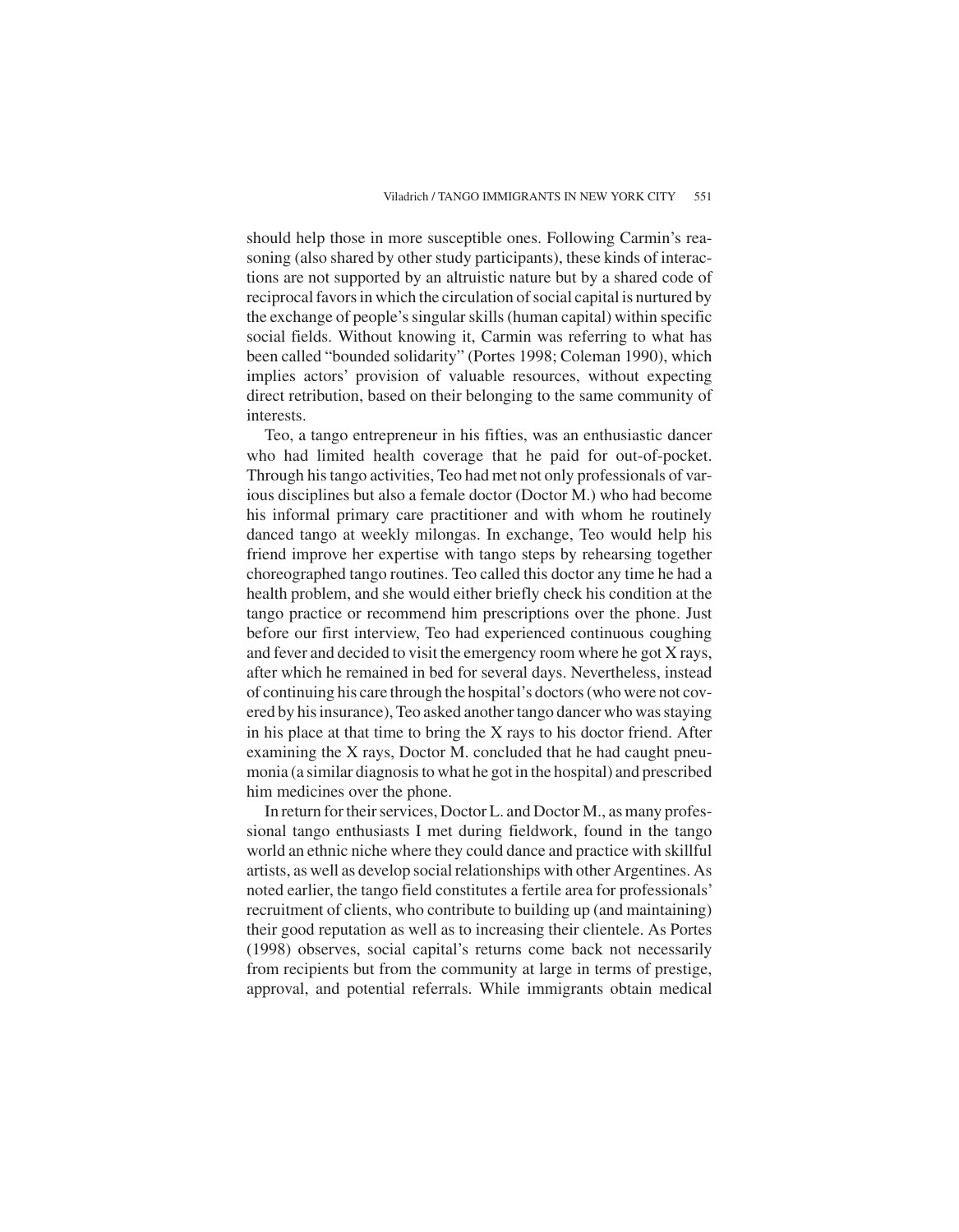should help those in more susceptible ones. Following Carmin's reasoning (also shared by other study participants), these kinds of interactions are not supported by an altruistic nature but by a shared code of reciprocal favors in which the circulation of social capital is nurtured by the exchange of people's singular skills (human capital) within specific social fields. Without knowing it, Carmin was referring to what has been called "bounded solidarity" (Portes 1998; Coleman 1990), which implies actors' provision of valuable resources, without expecting direct retribution, based on their belonging to the same community of interests.

Teo, a tango entrepreneur in his fifties, was an enthusiastic dancer who had limited health coverage that he paid for out-of-pocket. Through his tango activities, Teo had met not only professionals of various disciplines but also a female doctor (Doctor M.) who had become his informal primary care practitioner and with whom he routinely danced tango at weekly milongas. In exchange, Teo would help his friend improve her expertise with tango steps by rehearsing together choreographed tango routines. Teo called this doctor any time he had a health problem, and she would either briefly check his condition at the tango practice or recommend him prescriptions over the phone. Just before our first interview, Teo had experienced continuous coughing and fever and decided to visit the emergency room where he got X rays, after which he remained in bed for several days. Nevertheless, instead of continuing his care through the hospital's doctors (who were not covered by his insurance), Teo asked another tango dancer who was staying in his place at that time to bring the X rays to his doctor friend. After examining the X rays, Doctor M. concluded that he had caught pneumonia (a similar diagnosis to what he got in the hospital) and prescribed him medicines over the phone.

In return for their services, Doctor L. and Doctor M., as many professional tango enthusiasts I met during fieldwork, found in the tango world an ethnic niche where they could dance and practice with skillful artists, as well as develop social relationships with other Argentines. As noted earlier, the tango field constitutes a fertile area for professionals' recruitment of clients, who contribute to building up (and maintaining) their good reputation as well as to increasing their clientele. As Portes (1998) observes, social capital's returns come back not necessarily from recipients but from the community at large in terms of prestige, approval, and potential referrals. While immigrants obtain medical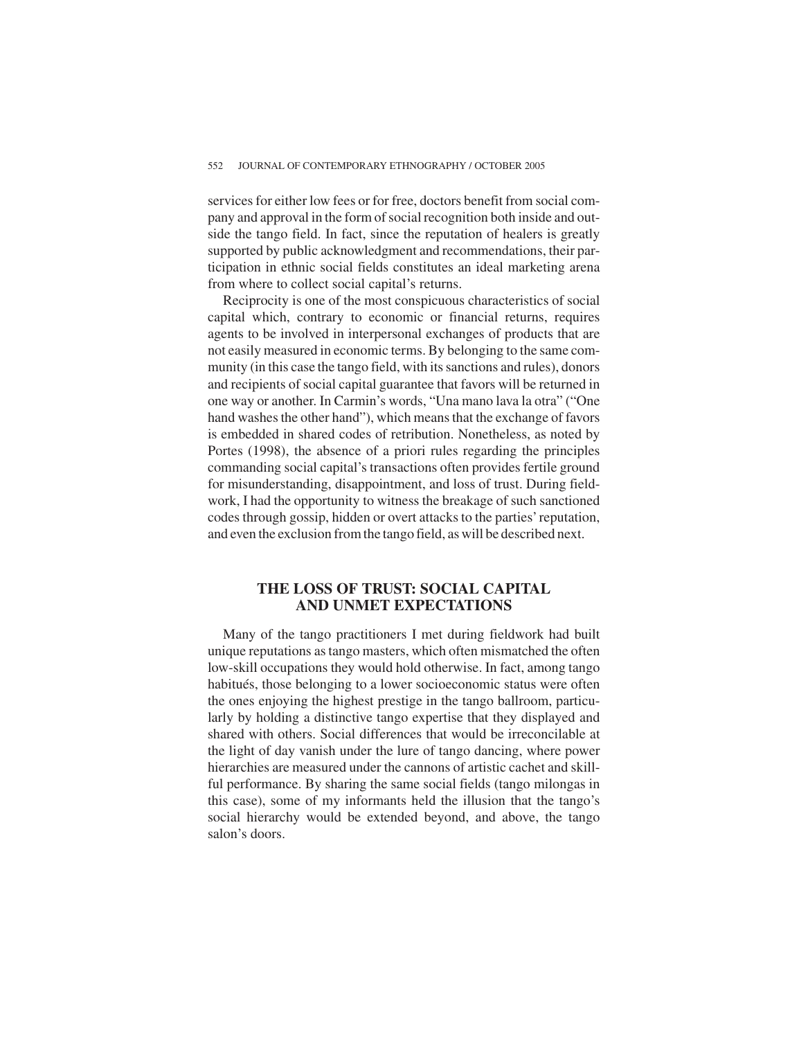services for either low fees or for free, doctors benefit from social company and approval in the form of social recognition both inside and outside the tango field. In fact, since the reputation of healers is greatly supported by public acknowledgment and recommendations, their participation in ethnic social fields constitutes an ideal marketing arena from where to collect social capital's returns.

Reciprocity is one of the most conspicuous characteristics of social capital which, contrary to economic or financial returns, requires agents to be involved in interpersonal exchanges of products that are not easily measured in economic terms. By belonging to the same community (in this case the tango field, with its sanctions and rules), donors and recipients of social capital guarantee that favors will be returned in one way or another. In Carmin's words, "Una mano lava la otra" ("One hand washes the other hand"), which means that the exchange of favors is embedded in shared codes of retribution. Nonetheless, as noted by Portes (1998), the absence of a priori rules regarding the principles commanding social capital's transactions often provides fertile ground for misunderstanding, disappointment, and loss of trust. During fieldwork, I had the opportunity to witness the breakage of such sanctioned codes through gossip, hidden or overt attacks to the parties' reputation, and even the exclusion from the tango field, as will be described next.

## THE LOSS OF TRUST: SOCIAL CAPITAL AND UNMET EXPECTATIONS

Many of the tango practitioners I met during fieldwork had built unique reputations as tango masters, which often mismatched the often low-skill occupations they would hold otherwise. In fact, among tango habitués, those belonging to a lower socioeconomic status were often the ones enjoying the highest prestige in the tango ballroom, particularly by holding a distinctive tango expertise that they displayed and shared with others. Social differences that would be irreconcilable at the light of day vanish under the lure of tango dancing, where power hierarchies are measured under the cannons of artistic cachet and skillful performance. By sharing the same social fields (tango milongas in this case), some of my informants held the illusion that the tango's social hierarchy would be extended beyond, and above, the tango salon's doors.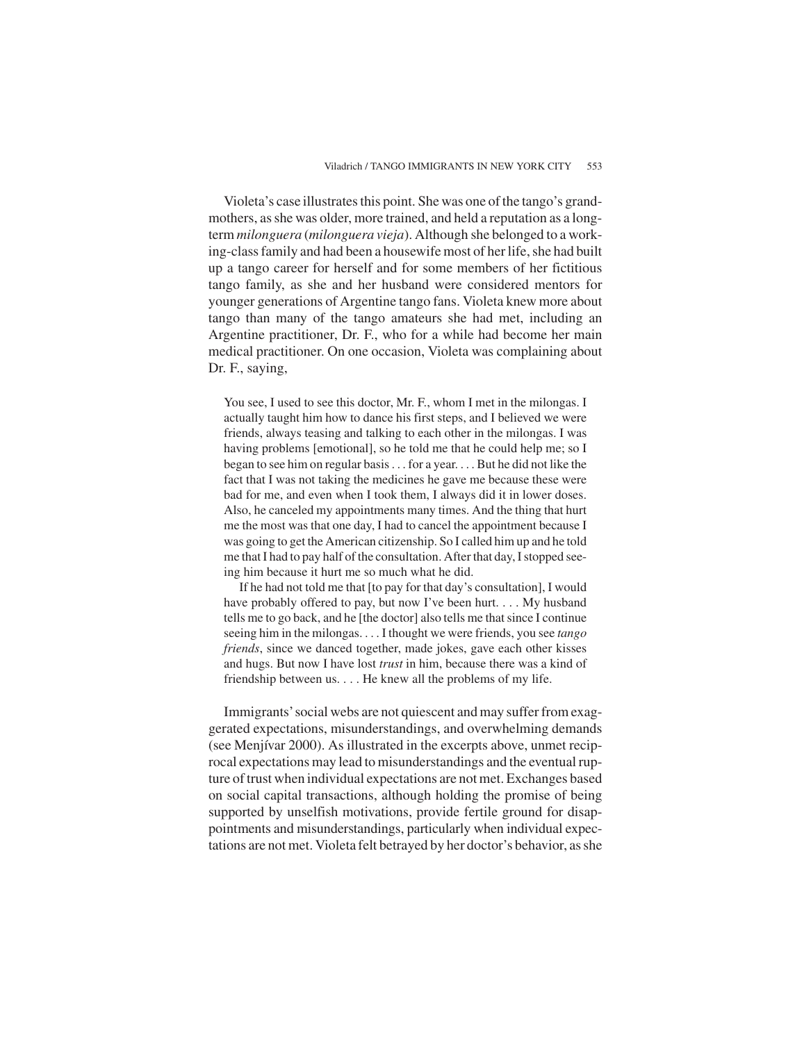Violeta's case illustrates this point. She was one of the tango's grandmothers, as she was older, more trained, and held a reputation as a long-term *milonguera* (*milonguera vieja*). Although she belonged to a working-class family and had been a housewife most of her life, she had built up a tango career for herself and for some members of her fictitious tango family, as she and her husband were considered mentors for younger generations of Argentine tango fans. Violeta knew more about tango than many of the tango amateurs she had met, including an Argentine practitioner, Dr. F., who for a while had become her main medical practitioner. On one occasion, Violeta was complaining about Dr. F., saying,

> You see, I used to see this doctor, Mr. F., whom I met in the milongas. I actually taught him how to dance his first steps, and I believed we were friends, always teasing and talking to each other in the milongas. I was having problems [emotional], so he told me that he could help me; so I began to see him on regular basis . . . for a year. . . . But he did not like the fact that I was not taking the medicines he gave me because these were bad for me, and even when I took them, I always did it in lower doses. Also, he canceled my appointments many times. And the thing that hurt me the most was that one day, I had to cancel the appointment because I was going to get the American citizenship. So I called him up and he told me that I had to pay half of the consultation. After that day, I stopped seeing him because it hurt me so much what he did.
>
> If he had not told me that [to pay for that day's consultation], I would have probably offered to pay, but now I've been hurt. . . . My husband tells me to go back, and he [the doctor] also tells me that since I continue seeing him in the milongas. . . . I thought we were friends, you see *tango friends*, since we danced together, made jokes, gave each other kisses and hugs. But now I have lost *trust* in him, because there was a kind of friendship between us. . . . He knew all the problems of my life.

Immigrants' social webs are not quiescent and may suffer from exaggerated expectations, misunderstandings, and overwhelming demands (see Menjívar 2000). As illustrated in the excerpts above, unmet reciprocal expectations may lead to misunderstandings and the eventual rupture of trust when individual expectations are not met. Exchanges based on social capital transactions, although holding the promise of being supported by unselfish motivations, provide fertile ground for disappointments and misunderstandings, particularly when individual expectations are not met. Violeta felt betrayed by her doctor's behavior, as she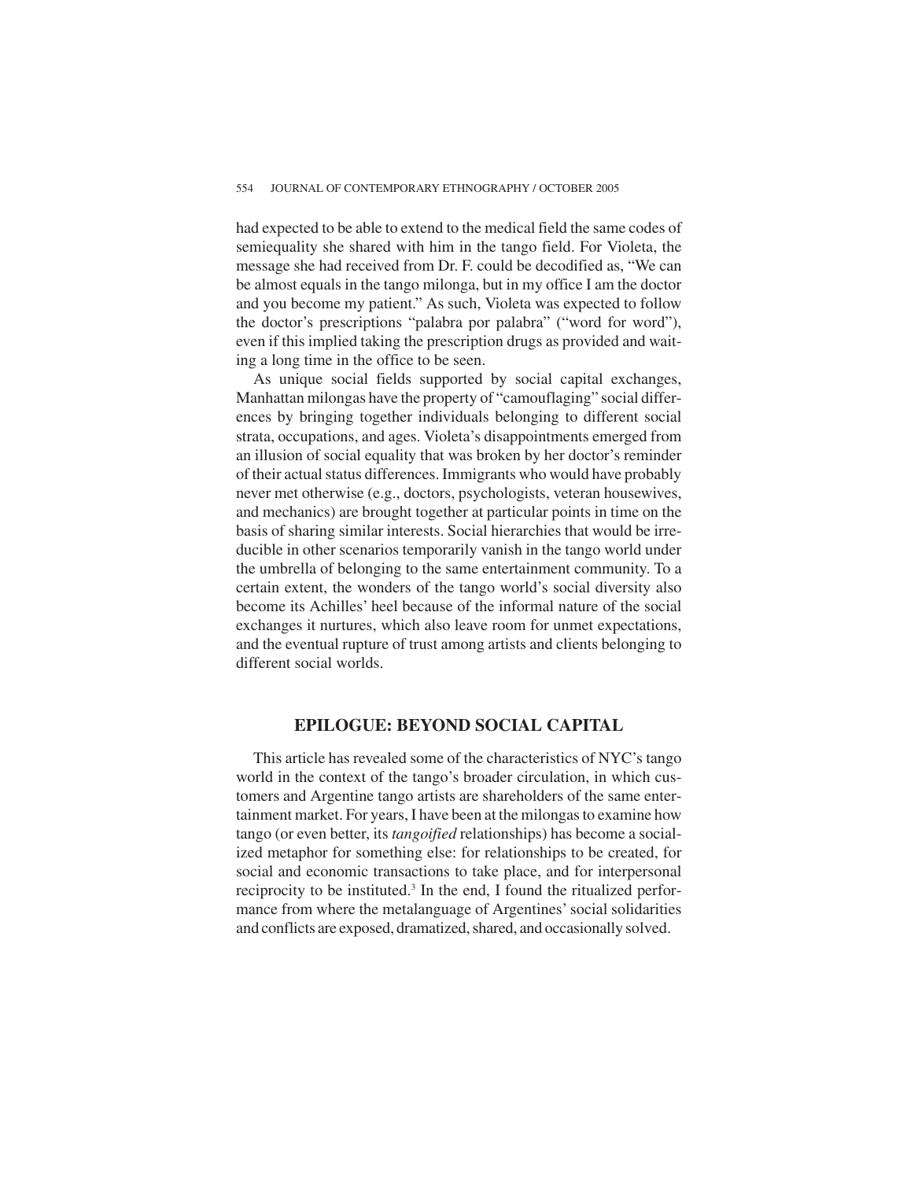had expected to be able to extend to the medical field the same codes of semiequality she shared with him in the tango field. For Violeta, the message she had received from Dr. F. could be decodified as, "We can be almost equals in the tango milonga, but in my office I am the doctor and you become my patient." As such, Violeta was expected to follow the doctor's prescriptions "palabra por palabra" ("word for word"), even if this implied taking the prescription drugs as provided and waiting a long time in the office to be seen.

As unique social fields supported by social capital exchanges, Manhattan milongas have the property of "camouflaging" social differences by bringing together individuals belonging to different social strata, occupations, and ages. Violeta's disappointments emerged from an illusion of social equality that was broken by her doctor's reminder of their actual status differences. Immigrants who would have probably never met otherwise (e.g., doctors, psychologists, veteran housewives, and mechanics) are brought together at particular points in time on the basis of sharing similar interests. Social hierarchies that would be irreducible in other scenarios temporarily vanish in the tango world under the umbrella of belonging to the same entertainment community. To a certain extent, the wonders of the tango world's social diversity also become its Achilles' heel because of the informal nature of the social exchanges it nurtures, which also leave room for unmet expectations, and the eventual rupture of trust among artists and clients belonging to different social worlds.

## EPILOGUE: BEYOND SOCIAL CAPITAL

This article has revealed some of the characteristics of NYC's tango world in the context of the tango's broader circulation, in which customers and Argentine tango artists are shareholders of the same entertainment market. For years, I have been at the milongas to examine how tango (or even better, its *tangoified* relationships) has become a socialized metaphor for something else: for relationships to be created, for social and economic transactions to take place, and for interpersonal reciprocity to be instituted.[3] In the end, I found the ritualized performance from where the metalanguage of Argentines' social solidarities and conflicts are exposed, dramatized, shared, and occasionally solved.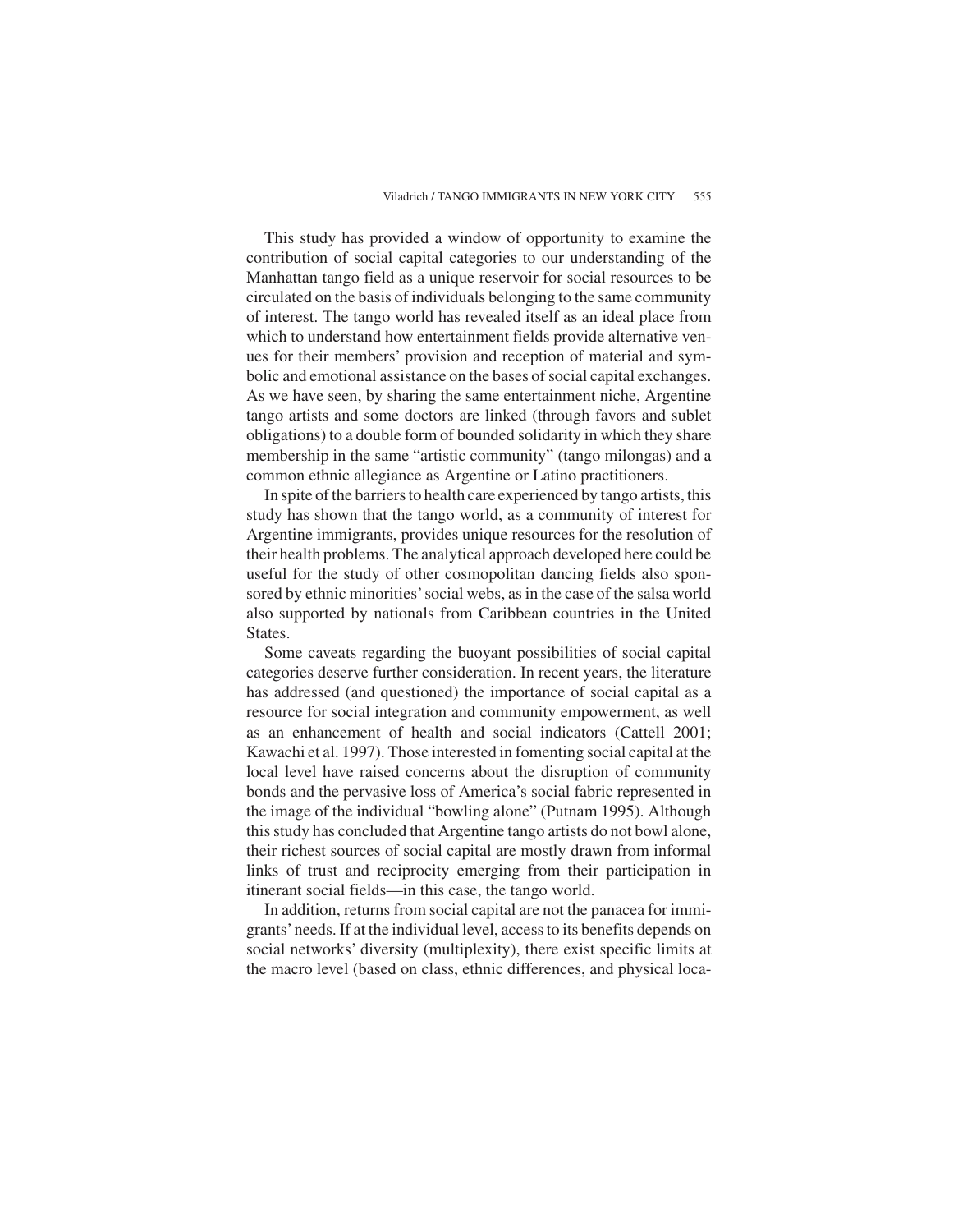This study has provided a window of opportunity to examine the contribution of social capital categories to our understanding of the Manhattan tango field as a unique reservoir for social resources to be circulated on the basis of individuals belonging to the same community of interest. The tango world has revealed itself as an ideal place from which to understand how entertainment fields provide alternative venues for their members' provision and reception of material and symbolic and emotional assistance on the bases of social capital exchanges. As we have seen, by sharing the same entertainment niche, Argentine tango artists and some doctors are linked (through favors and sublet obligations) to a double form of bounded solidarity in which they share membership in the same "artistic community" (tango milongas) and a common ethnic allegiance as Argentine or Latino practitioners.

In spite of the barriers to health care experienced by tango artists, this study has shown that the tango world, as a community of interest for Argentine immigrants, provides unique resources for the resolution of their health problems. The analytical approach developed here could be useful for the study of other cosmopolitan dancing fields also sponsored by ethnic minorities' social webs, as in the case of the salsa world also supported by nationals from Caribbean countries in the United States.

Some caveats regarding the buoyant possibilities of social capital categories deserve further consideration. In recent years, the literature has addressed (and questioned) the importance of social capital as a resource for social integration and community empowerment, as well as an enhancement of health and social indicators (Cattell 2001; Kawachi et al. 1997). Those interested in fomenting social capital at the local level have raised concerns about the disruption of community bonds and the pervasive loss of America's social fabric represented in the image of the individual "bowling alone" (Putnam 1995). Although this study has concluded that Argentine tango artists do not bowl alone, their richest sources of social capital are mostly drawn from informal links of trust and reciprocity emerging from their participation in itinerant social fields—in this case, the tango world.

In addition, returns from social capital are not the panacea for immigrants' needs. If at the individual level, access to its benefits depends on social networks' diversity (multiplexity), there exist specific limits at the macro level (based on class, ethnic differences, and physical loca-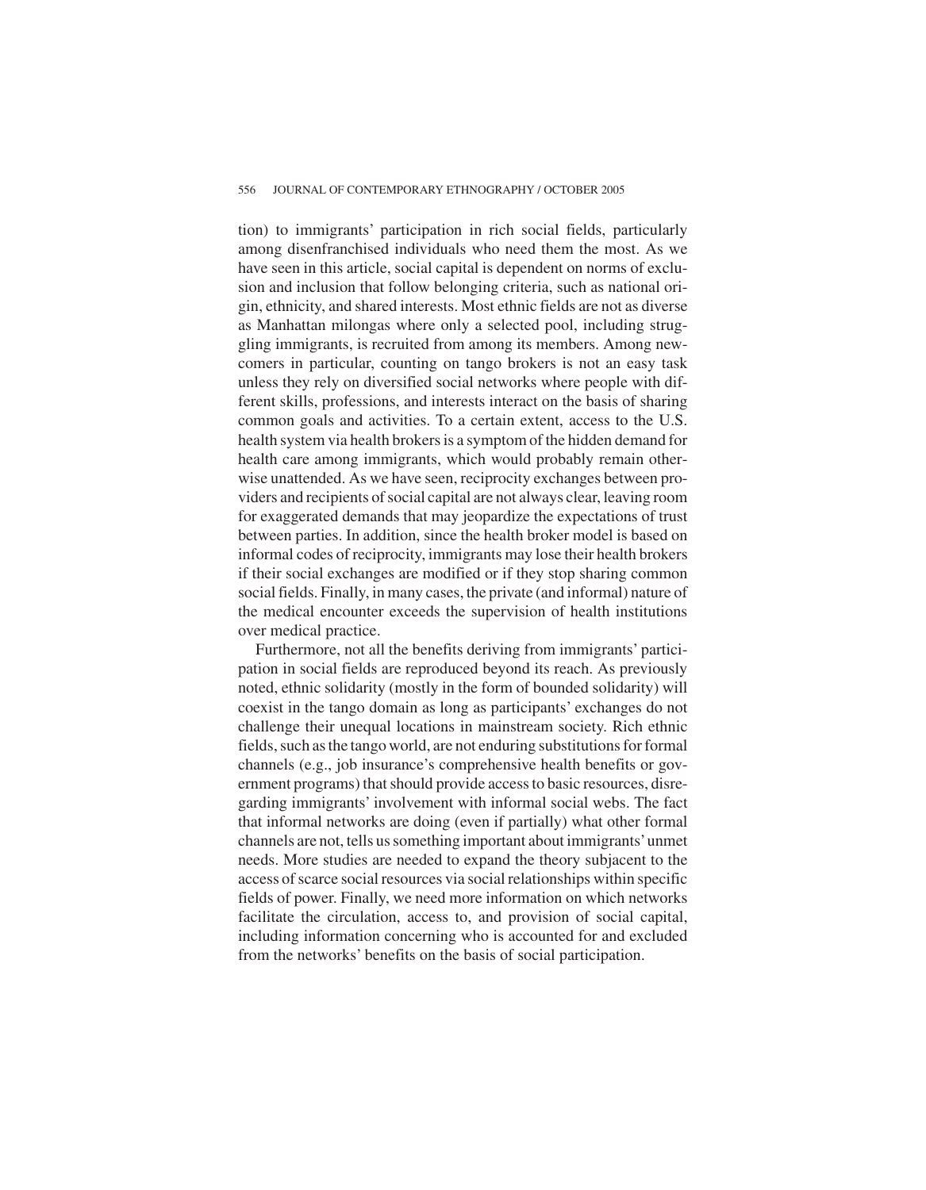tion) to immigrants' participation in rich social fields, particularly among disenfranchised individuals who need them the most. As we have seen in this article, social capital is dependent on norms of exclusion and inclusion that follow belonging criteria, such as national origin, ethnicity, and shared interests. Most ethnic fields are not as diverse as Manhattan milongas where only a selected pool, including struggling immigrants, is recruited from among its members. Among newcomers in particular, counting on tango brokers is not an easy task unless they rely on diversified social networks where people with different skills, professions, and interests interact on the basis of sharing common goals and activities. To a certain extent, access to the U.S. health system via health brokers is a symptom of the hidden demand for health care among immigrants, which would probably remain otherwise unattended. As we have seen, reciprocity exchanges between providers and recipients of social capital are not always clear, leaving room for exaggerated demands that may jeopardize the expectations of trust between parties. In addition, since the health broker model is based on informal codes of reciprocity, immigrants may lose their health brokers if their social exchanges are modified or if they stop sharing common social fields. Finally, in many cases, the private (and informal) nature of the medical encounter exceeds the supervision of health institutions over medical practice.

Furthermore, not all the benefits deriving from immigrants' participation in social fields are reproduced beyond its reach. As previously noted, ethnic solidarity (mostly in the form of bounded solidarity) will coexist in the tango domain as long as participants' exchanges do not challenge their unequal locations in mainstream society. Rich ethnic fields, such as the tango world, are not enduring substitutions for formal channels (e.g., job insurance's comprehensive health benefits or government programs) that should provide access to basic resources, disregarding immigrants' involvement with informal social webs. The fact that informal networks are doing (even if partially) what other formal channels are not, tells us something important about immigrants' unmet needs. More studies are needed to expand the theory subjacent to the access of scarce social resources via social relationships within specific fields of power. Finally, we need more information on which networks facilitate the circulation, access to, and provision of social capital, including information concerning who is accounted for and excluded from the networks' benefits on the basis of social participation.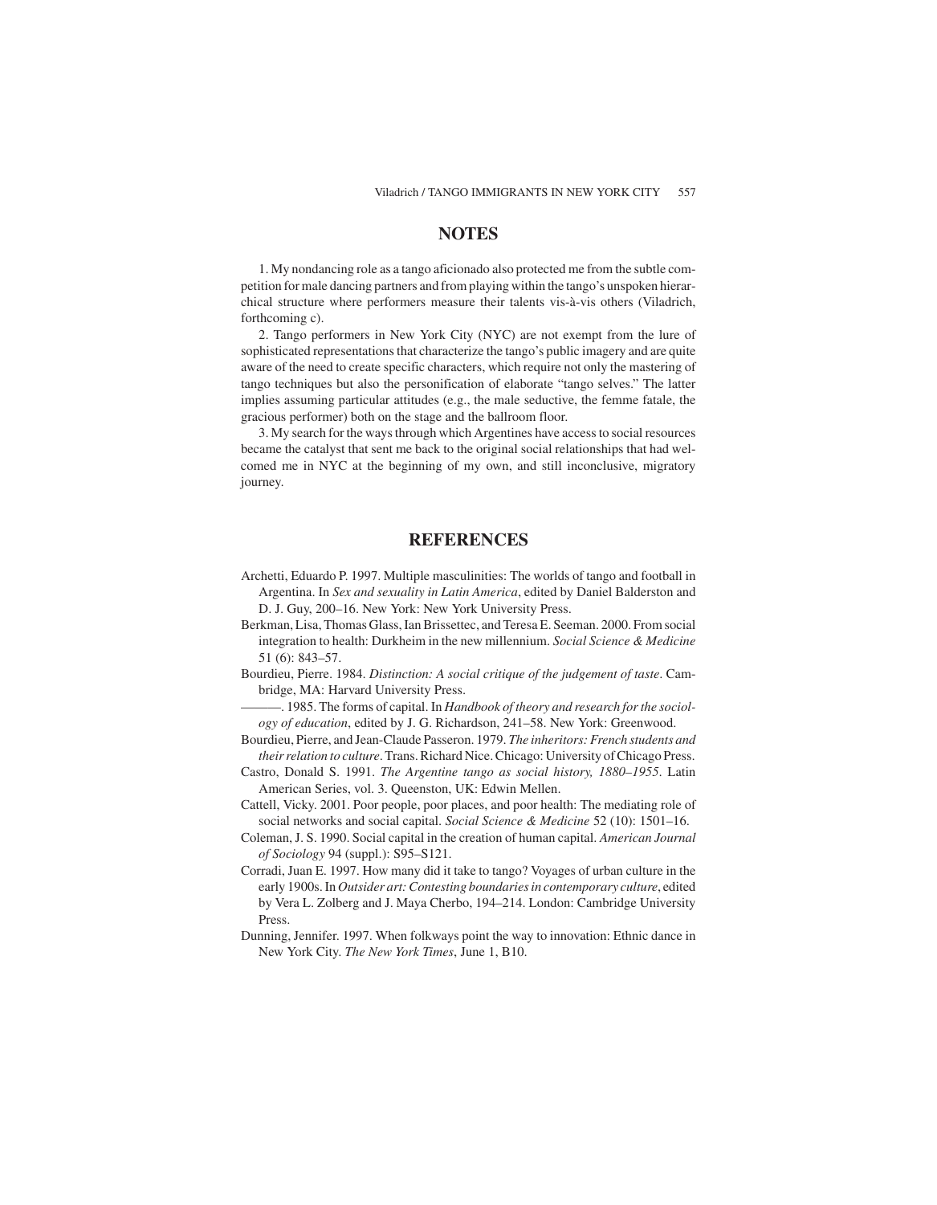## NOTES

1. My nondancing role as a tango aficionado also protected me from the subtle competition for male dancing partners and from playing within the tango's unspoken hierarchical structure where performers measure their talents vis-à-vis others (Viladrich, forthcoming c).

2. Tango performers in New York City (NYC) are not exempt from the lure of sophisticated representations that characterize the tango's public imagery and are quite aware of the need to create specific characters, which require not only the mastering of tango techniques but also the personification of elaborate "tango selves." The latter implies assuming particular attitudes (e.g., the male seductive, the femme fatale, the gracious performer) both on the stage and the ballroom floor.

3. My search for the ways through which Argentines have access to social resources became the catalyst that sent me back to the original social relationships that had welcomed me in NYC at the beginning of my own, and still inconclusive, migratory journey.

## REFERENCES

Archetti, Eduardo P. 1997. Multiple masculinities: The worlds of tango and football in Argentina. In *Sex and sexuality in Latin America*, edited by Daniel Balderston and D. J. Guy, 200–16. New York: New York University Press.

Berkman, Lisa, Thomas Glass, Ian Brissettec, and Teresa E. Seeman. 2000. From social integration to health: Durkheim in the new millennium. *Social Science & Medicine* 51 (6): 843–57.

Bourdieu, Pierre. 1984. *Distinction: A social critique of the judgement of taste*. Cambridge, MA: Harvard University Press.

———. 1985. The forms of capital. In *Handbook of theory and research for the sociology of education*, edited by J. G. Richardson, 241–58. New York: Greenwood.

Bourdieu, Pierre, and Jean-Claude Passeron. 1979. *The inheritors: French students and their relation to culture*. Trans. Richard Nice. Chicago: University of Chicago Press.

Castro, Donald S. 1991. *The Argentine tango as social history, 1880–1955*. Latin American Series, vol. 3. Queenston, UK: Edwin Mellen.

Cattell, Vicky. 2001. Poor people, poor places, and poor health: The mediating role of social networks and social capital. *Social Science & Medicine* 52 (10): 1501–16.

Coleman, J. S. 1990. Social capital in the creation of human capital. *American Journal of Sociology* 94 (suppl.): S95–S121.

Corradi, Juan E. 1997. How many did it take to tango? Voyages of urban culture in the early 1900s. In *Outsider art: Contesting boundaries in contemporary culture*, edited by Vera L. Zolberg and J. Maya Cherbo, 194–214. London: Cambridge University Press.

Dunning, Jennifer. 1997. When folkways point the way to innovation: Ethnic dance in New York City. *The New York Times*, June 1, B10.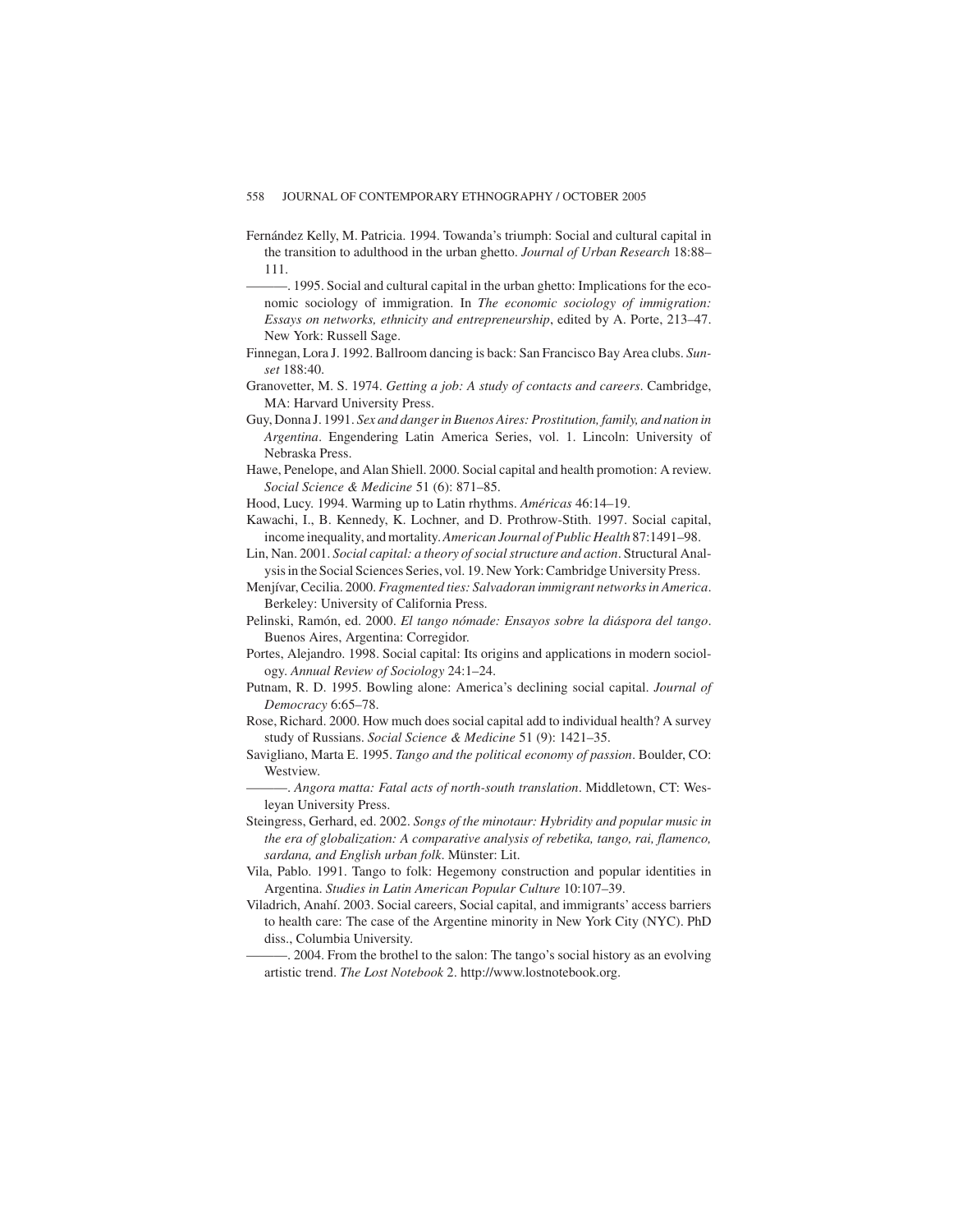Fernández Kelly, M. Patricia. 1994. Towanda's triumph: Social and cultural capital in the transition to adulthood in the urban ghetto. *Journal of Urban Research* 18:88–111.

———. 1995. Social and cultural capital in the urban ghetto: Implications for the economic sociology of immigration. In *The economic sociology of immigration: Essays on networks, ethnicity and entrepreneurship*, edited by A. Porte, 213–47. New York: Russell Sage.

Finnegan, Lora J. 1992. Ballroom dancing is back: San Francisco Bay Area clubs. *Sunset* 188:40.

Granovetter, M. S. 1974. *Getting a job: A study of contacts and careers*. Cambridge, MA: Harvard University Press.

Guy, Donna J. 1991. *Sex and danger in Buenos Aires: Prostitution, family, and nation in Argentina*. Engendering Latin America Series, vol. 1. Lincoln: University of Nebraska Press.

Hawe, Penelope, and Alan Shiell. 2000. Social capital and health promotion: A review. *Social Science & Medicine* 51 (6): 871–85.

Hood, Lucy. 1994. Warming up to Latin rhythms. *Américas* 46:14–19.

Kawachi, I., B. Kennedy, K. Lochner, and D. Prothrow-Stith. 1997. Social capital, income inequality, and mortality. *American Journal of Public Health* 87:1491–98.

Lin, Nan. 2001. *Social capital: a theory of social structure and action*. Structural Analysis in the Social Sciences Series, vol. 19. New York: Cambridge University Press.

Menjívar, Cecilia. 2000. *Fragmented ties: Salvadoran immigrant networks in America*. Berkeley: University of California Press.

Pelinski, Ramón, ed. 2000. *El tango nómade: Ensayos sobre la diáspora del tango*. Buenos Aires, Argentina: Corregidor.

Portes, Alejandro. 1998. Social capital: Its origins and applications in modern sociology. *Annual Review of Sociology* 24:1–24.

Putnam, R. D. 1995. Bowling alone: America's declining social capital. *Journal of Democracy* 6:65–78.

Rose, Richard. 2000. How much does social capital add to individual health? A survey study of Russians. *Social Science & Medicine* 51 (9): 1421–35.

Savigliano, Marta E. 1995. *Tango and the political economy of passion*. Boulder, CO: Westview.

———. *Angora matta: Fatal acts of north-south translation*. Middletown, CT: Wesleyan University Press.

Steingress, Gerhard, ed. 2002. *Songs of the minotaur: Hybridity and popular music in the era of globalization: A comparative analysis of rebetika, tango, rai, flamenco, sardana, and English urban folk*. Münster: Lit.

Vila, Pablo. 1991. Tango to folk: Hegemony construction and popular identities in Argentina. *Studies in Latin American Popular Culture* 10:107–39.

Viladrich, Anahí. 2003. Social careers, Social capital, and immigrants' access barriers to health care: The case of the Argentine minority in New York City (NYC). PhD diss., Columbia University.

———. 2004. From the brothel to the salon: The tango's social history as an evolving artistic trend. *The Lost Notebook* 2. http://www.lostnotebook.org.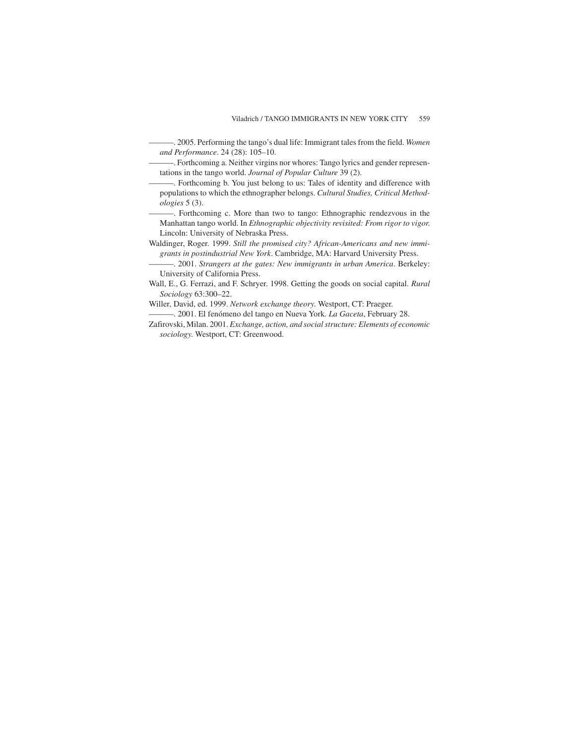———. 2005. Performing the tango's dual life: Immigrant tales from the field. *Women and Performance*. 24 (28): 105–10.

———. Forthcoming a. Neither virgins nor whores: Tango lyrics and gender representations in the tango world. *Journal of Popular Culture* 39 (2).

———. Forthcoming b. You just belong to us: Tales of identity and difference with populations to which the ethnographer belongs. *Cultural Studies, Critical Methodologies* 5 (3).

———. Forthcoming c. More than two to tango: Ethnographic rendezvous in the Manhattan tango world. In *Ethnographic objectivity revisited: From rigor to vigor.* Lincoln: University of Nebraska Press.

Waldinger, Roger. 1999. *Still the promised city? African-Americans and new immigrants in postindustrial New York*. Cambridge, MA: Harvard University Press.

———. 2001. *Strangers at the gates: New immigrants in urban America*. Berkeley: University of California Press.

Wall, E., G. Ferrazi, and F. Schryer. 1998. Getting the goods on social capital. *Rural Sociology* 63:300–22.

Willer, David, ed. 1999. *Network exchange theory.* Westport, CT: Praeger.

———. 2001. El fenómeno del tango en Nueva York. *La Gaceta*, February 28.

Zafirovski, Milan. 2001. *Exchange, action, and social structure: Elements of economic sociology.* Westport, CT: Greenwood.